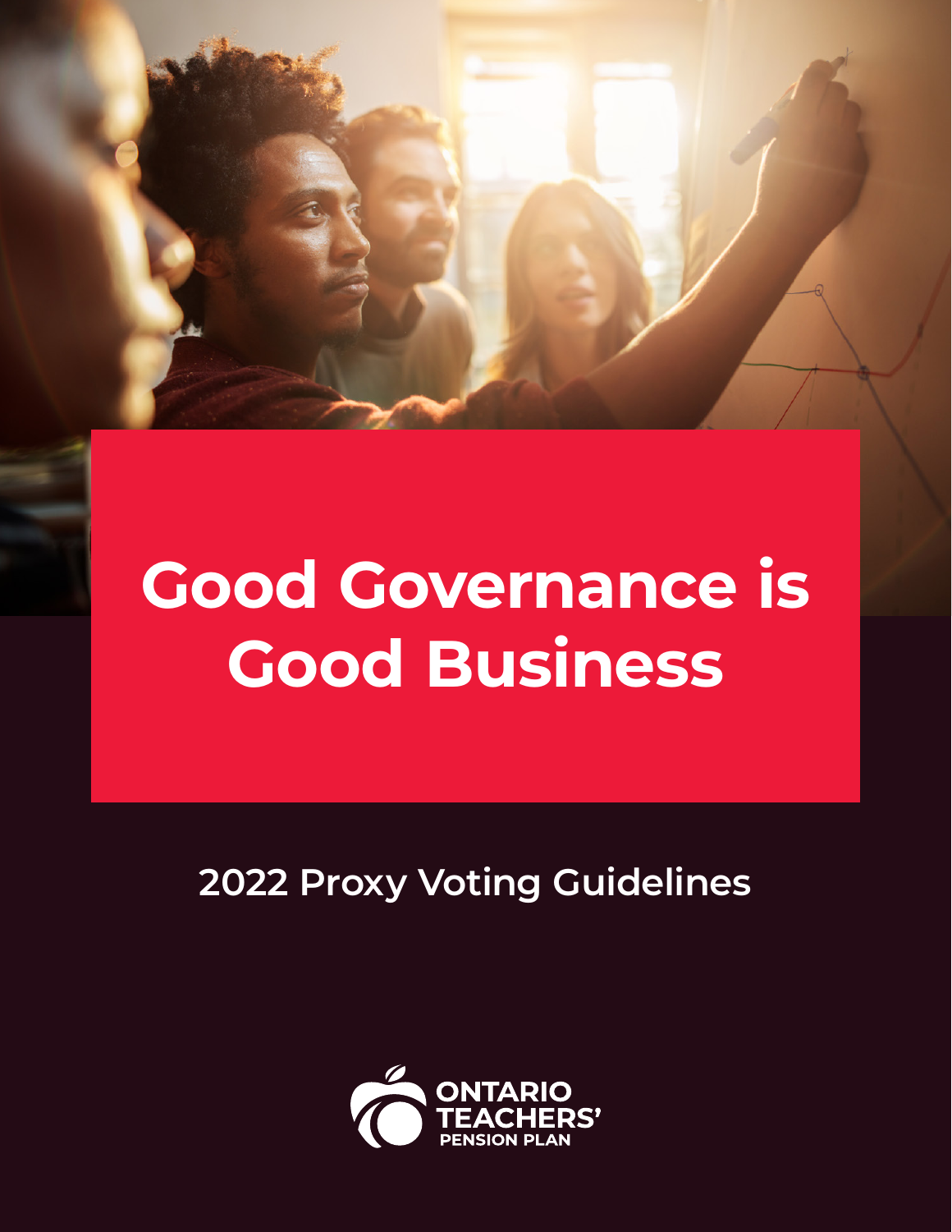# Good Governance is Good Business

## 2022 Proxy Voting Guidelines

ONTARIO TEACHERS' PENSION PLAN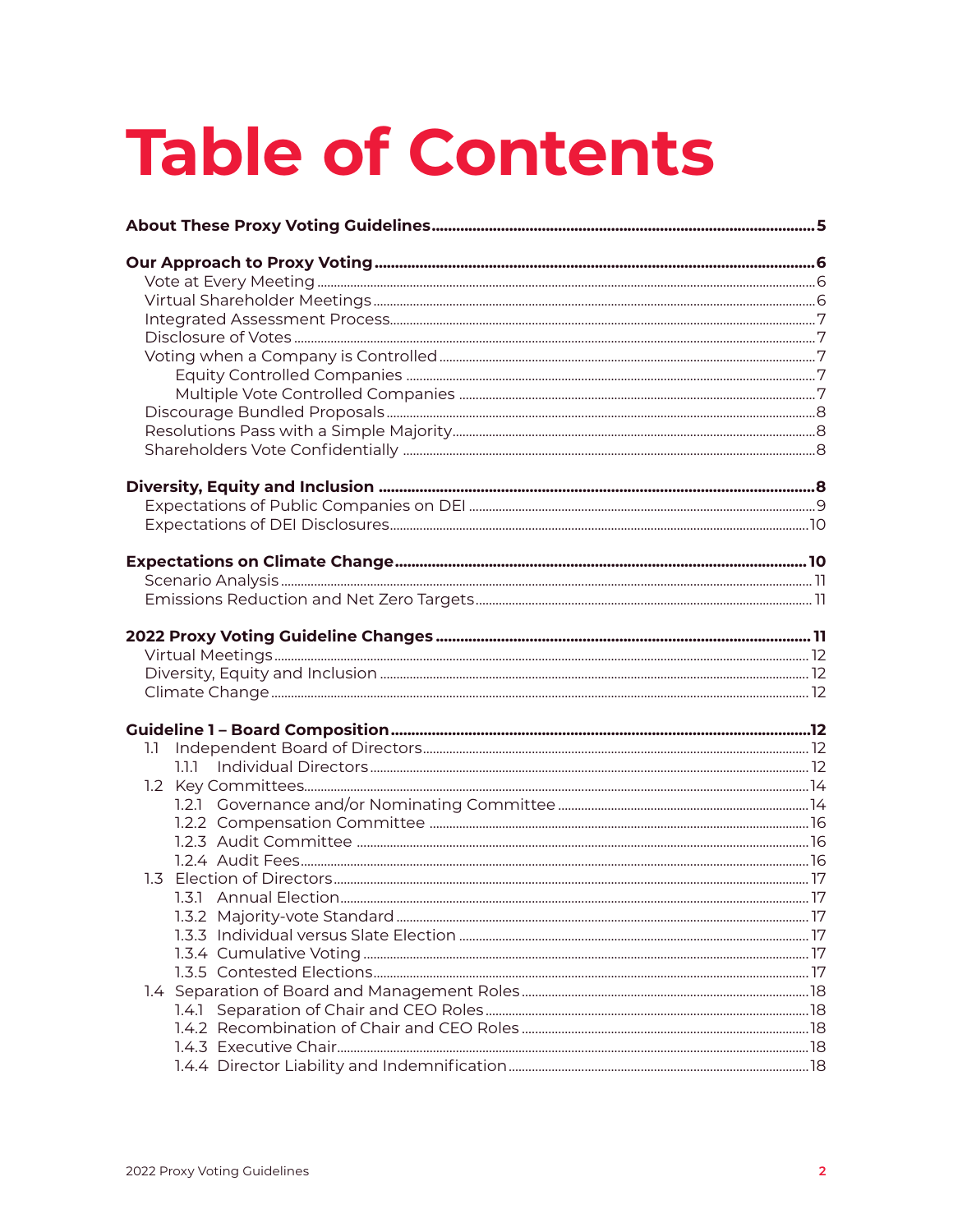# Table of Contents

**About These Proxy Voting Guidelines** ... **5**

**Our Approach to Proxy Voting** ... **6**
- Vote at Every Meeting ... 6
- Virtual Shareholder Meetings ... 6
- Integrated Assessment Process ... 7
- Disclosure of Votes ... 7
- Voting when a Company is Controlled ... 7
  - Equity Controlled Companies ... 7
  - Multiple Vote Controlled Companies ... 7
- Discourage Bundled Proposals ... 8
- Resolutions Pass with a Simple Majority ... 8
- Shareholders Vote Confidentially ... 8

**Diversity, Equity and Inclusion** ... **8**
- Expectations of Public Companies on DEI ... 9
- Expectations of DEI Disclosures ... 10

**Expectations on Climate Change** ... **10**
- Scenario Analysis ... 11
- Emissions Reduction and Net Zero Targets ... 11

**2022 Proxy Voting Guideline Changes** ... **11**
- Virtual Meetings ... 12
- Diversity, Equity and Inclusion ... 12
- Climate Change ... 12

**Guideline 1 – Board Composition** ... **12**
- 1.1 Independent Board of Directors ... 12
  - 1.1.1 Individual Directors ... 12
- 1.2 Key Committees ... 14
  - 1.2.1 Governance and/or Nominating Committee ... 14
  - 1.2.2 Compensation Committee ... 16
  - 1.2.3 Audit Committee ... 16
  - 1.2.4 Audit Fees ... 16
- 1.3 Election of Directors ... 17
  - 1.3.1 Annual Election ... 17
  - 1.3.2 Majority-vote Standard ... 17
  - 1.3.3 Individual versus Slate Election ... 17
  - 1.3.4 Cumulative Voting ... 17
  - 1.3.5 Contested Elections ... 17
- 1.4 Separation of Board and Management Roles ... 18
  - 1.4.1 Separation of Chair and CEO Roles ... 18
  - 1.4.2 Recombination of Chair and CEO Roles ... 18
  - 1.4.3 Executive Chair ... 18
  - 1.4.4 Director Liability and Indemnification ... 18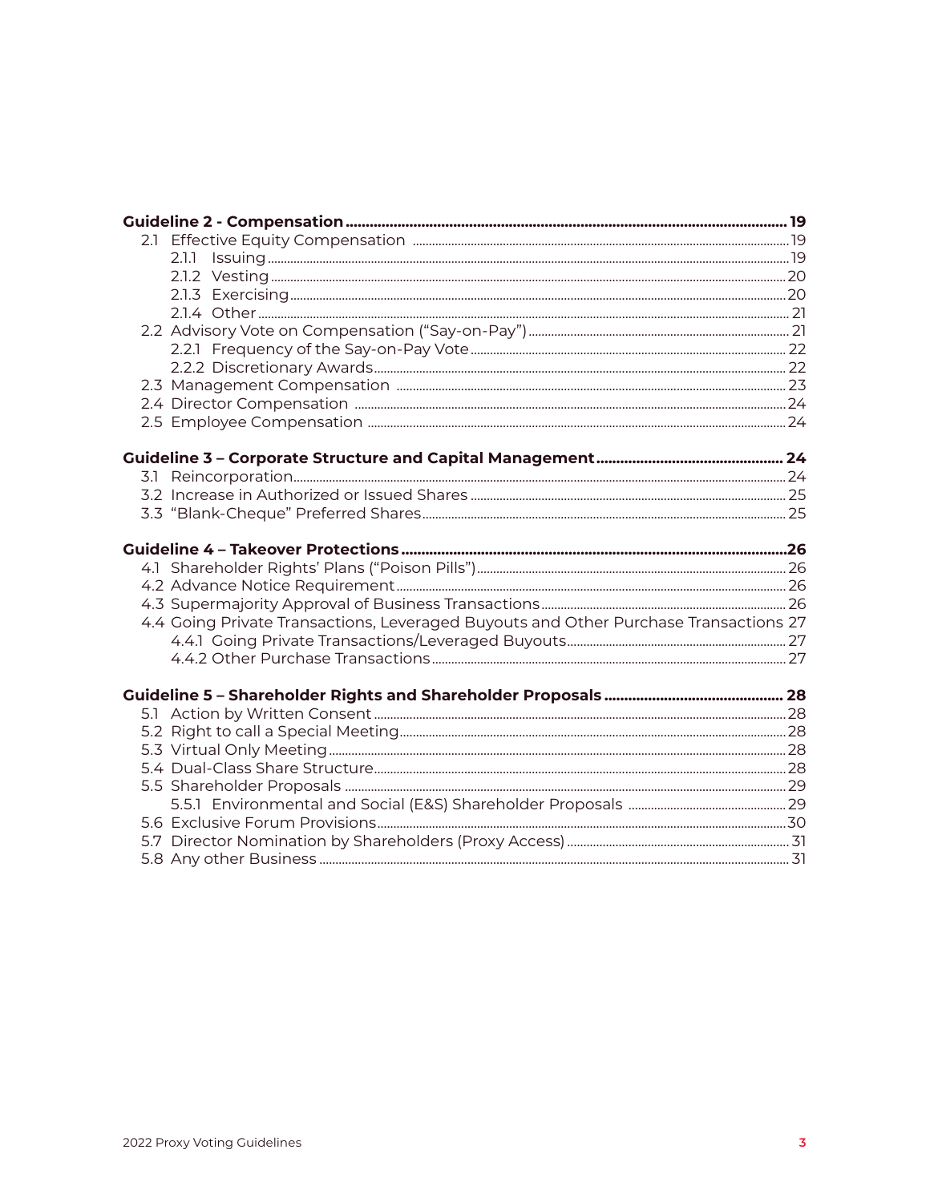**Guideline 2 - Compensation** ........ 19

- 2.1 Effective Equity Compensation ........ 19
  - 2.1.1 Issuing ........ 19
  - 2.1.2 Vesting ........ 20
  - 2.1.3 Exercising ........ 20
  - 2.1.4 Other ........ 21
- 2.2 Advisory Vote on Compensation ("Say-on-Pay") ........ 21
  - 2.2.1 Frequency of the Say-on-Pay Vote ........ 22
  - 2.2.2 Discretionary Awards ........ 22
- 2.3 Management Compensation ........ 23
- 2.4 Director Compensation ........ 24
- 2.5 Employee Compensation ........ 24

**Guideline 3 – Corporate Structure and Capital Management** ........ 24

- 3.1 Reincorporation ........ 24
- 3.2 Increase in Authorized or Issued Shares ........ 25
- 3.3 "Blank-Cheque" Preferred Shares ........ 25

**Guideline 4 – Takeover Protections** ........ 26

- 4.1 Shareholder Rights' Plans ("Poison Pills") ........ 26
- 4.2 Advance Notice Requirement ........ 26
- 4.3 Supermajority Approval of Business Transactions ........ 26
- 4.4 Going Private Transactions, Leveraged Buyouts and Other Purchase Transactions 27
  - 4.4.1 Going Private Transactions/Leveraged Buyouts ........ 27
  - 4.4.2 Other Purchase Transactions ........ 27

**Guideline 5 – Shareholder Rights and Shareholder Proposals** ........ 28

- 5.1 Action by Written Consent ........ 28
- 5.2 Right to call a Special Meeting ........ 28
- 5.3 Virtual Only Meeting ........ 28
- 5.4 Dual-Class Share Structure ........ 28
- 5.5 Shareholder Proposals ........ 29
  - 5.5.1 Environmental and Social (E&S) Shareholder Proposals ........ 29
- 5.6 Exclusive Forum Provisions ........ 30
- 5.7 Director Nomination by Shareholders (Proxy Access) ........ 31
- 5.8 Any other Business ........ 31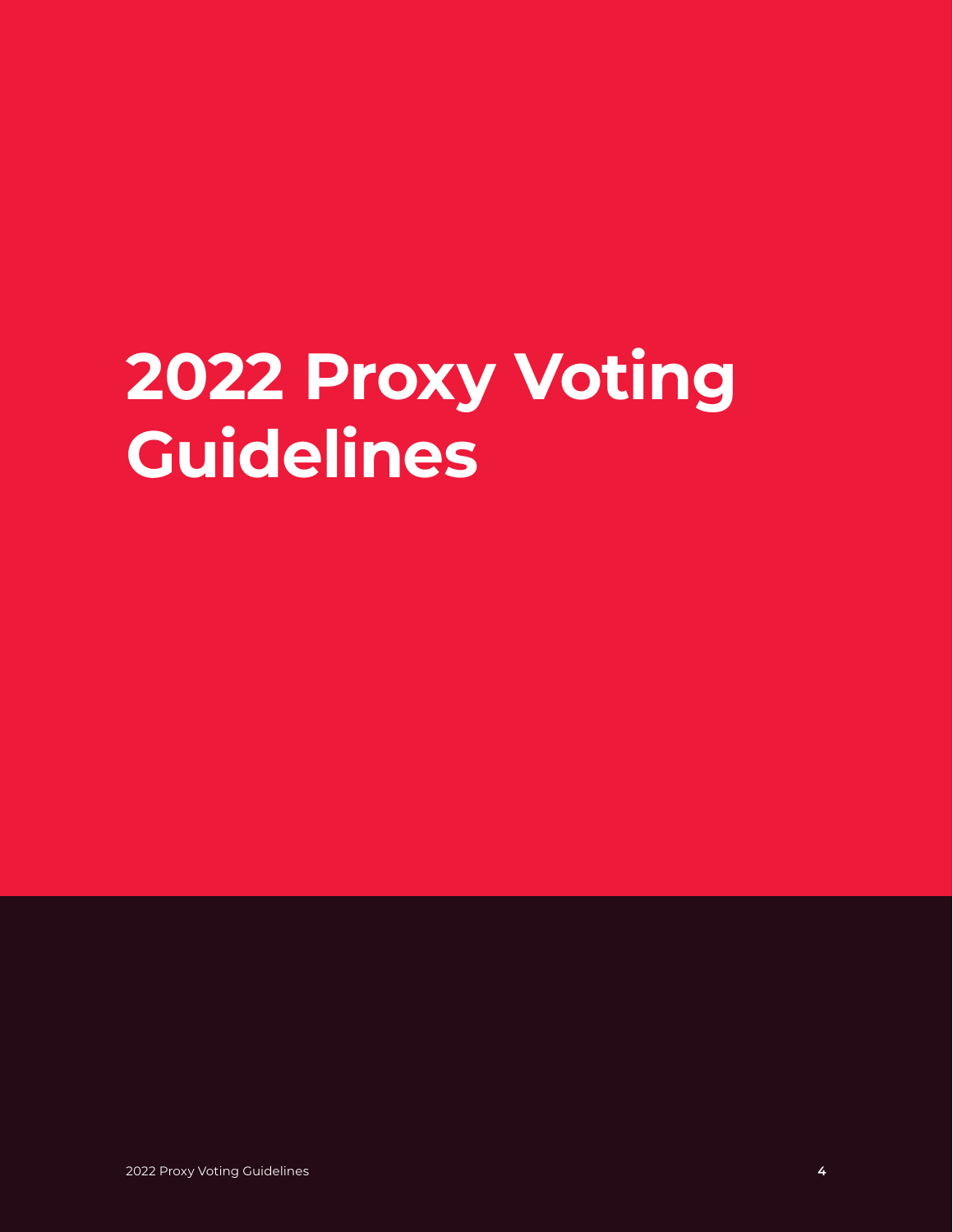# 2022 Proxy Voting Guidelines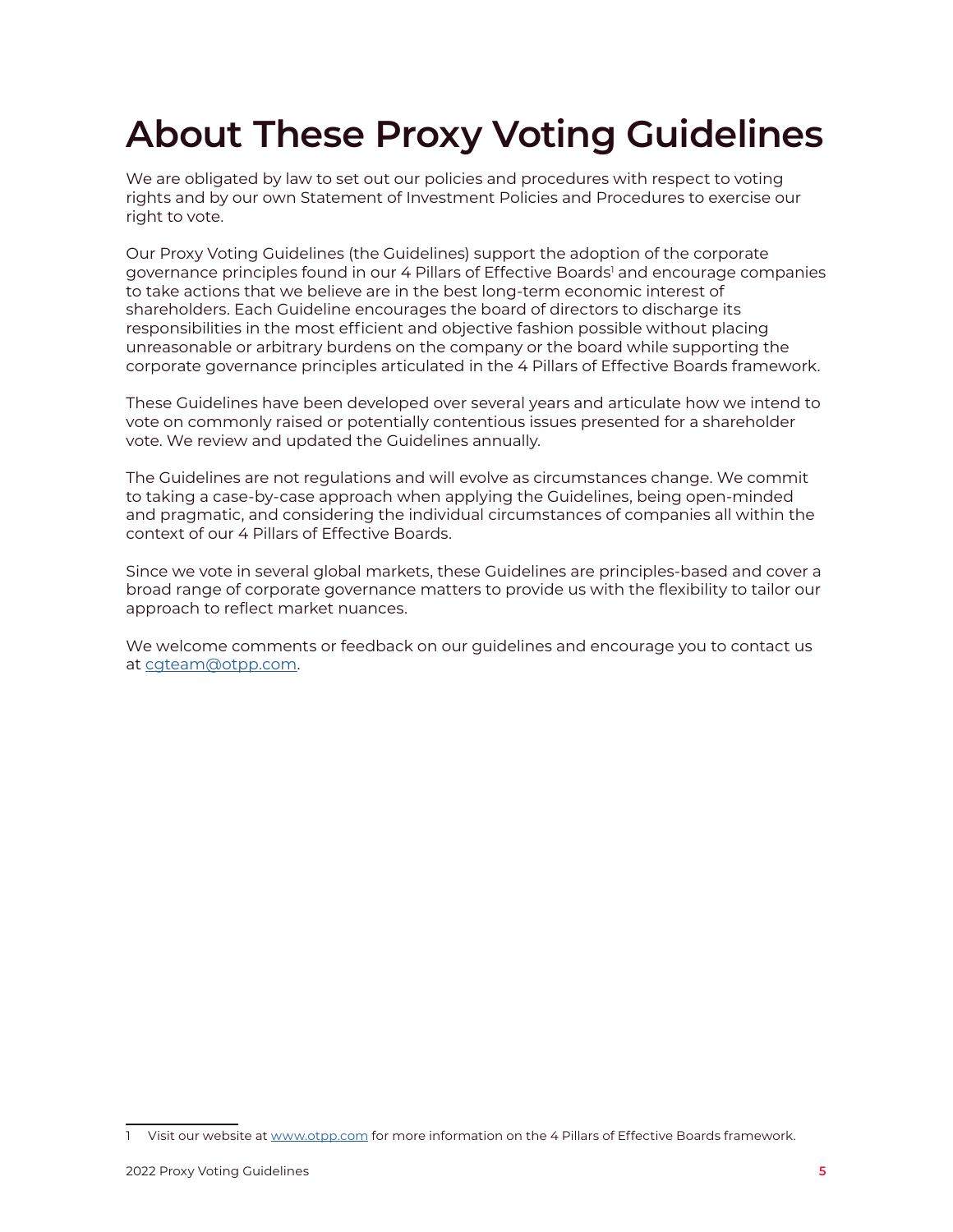# About These Proxy Voting Guidelines

We are obligated by law to set out our policies and procedures with respect to voting rights and by our own Statement of Investment Policies and Procedures to exercise our right to vote.

Our Proxy Voting Guidelines (the Guidelines) support the adoption of the corporate governance principles found in our 4 Pillars of Effective Boards[1] and encourage companies to take actions that we believe are in the best long-term economic interest of shareholders. Each Guideline encourages the board of directors to discharge its responsibilities in the most efficient and objective fashion possible without placing unreasonable or arbitrary burdens on the company or the board while supporting the corporate governance principles articulated in the 4 Pillars of Effective Boards framework.

These Guidelines have been developed over several years and articulate how we intend to vote on commonly raised or potentially contentious issues presented for a shareholder vote. We review and updated the Guidelines annually.

The Guidelines are not regulations and will evolve as circumstances change. We commit to taking a case-by-case approach when applying the Guidelines, being open-minded and pragmatic, and considering the individual circumstances of companies all within the context of our 4 Pillars of Effective Boards.

Since we vote in several global markets, these Guidelines are principles-based and cover a broad range of corporate governance matters to provide us with the flexibility to tailor our approach to reflect market nuances.

We welcome comments or feedback on our guidelines and encourage you to contact us at cgteam@otpp.com.

---

1 Visit our website at www.otpp.com for more information on the 4 Pillars of Effective Boards framework.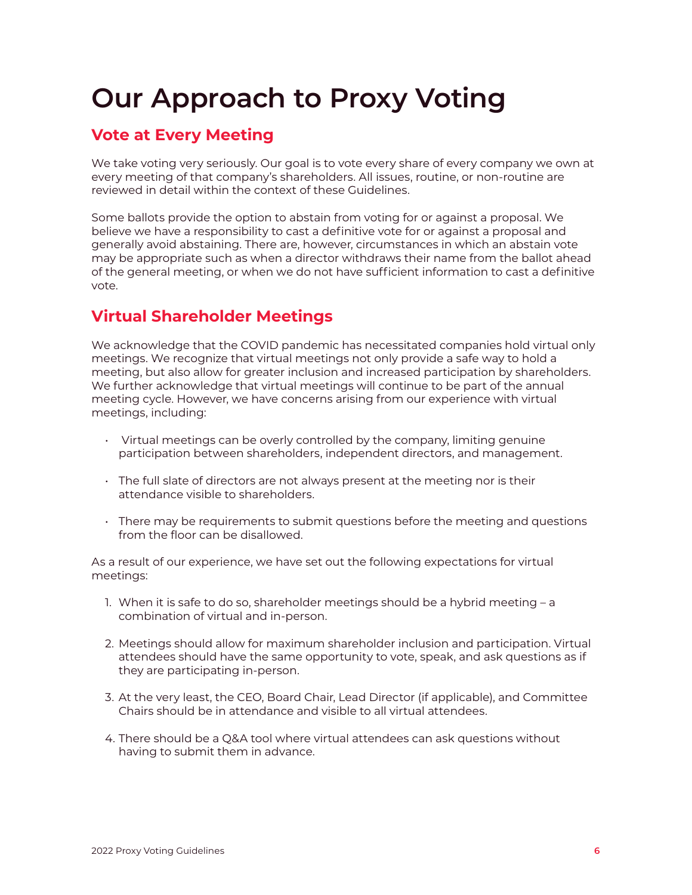# Our Approach to Proxy Voting

## Vote at Every Meeting

We take voting very seriously. Our goal is to vote every share of every company we own at every meeting of that company's shareholders. All issues, routine, or non-routine are reviewed in detail within the context of these Guidelines.

Some ballots provide the option to abstain from voting for or against a proposal. We believe we have a responsibility to cast a definitive vote for or against a proposal and generally avoid abstaining. There are, however, circumstances in which an abstain vote may be appropriate such as when a director withdraws their name from the ballot ahead of the general meeting, or when we do not have sufficient information to cast a definitive vote.

## Virtual Shareholder Meetings

We acknowledge that the COVID pandemic has necessitated companies hold virtual only meetings. We recognize that virtual meetings not only provide a safe way to hold a meeting, but also allow for greater inclusion and increased participation by shareholders. We further acknowledge that virtual meetings will continue to be part of the annual meeting cycle. However, we have concerns arising from our experience with virtual meetings, including:

- Virtual meetings can be overly controlled by the company, limiting genuine participation between shareholders, independent directors, and management.
- The full slate of directors are not always present at the meeting nor is their attendance visible to shareholders.
- There may be requirements to submit questions before the meeting and questions from the floor can be disallowed.

As a result of our experience, we have set out the following expectations for virtual meetings:

1. When it is safe to do so, shareholder meetings should be a hybrid meeting – a combination of virtual and in-person.
2. Meetings should allow for maximum shareholder inclusion and participation. Virtual attendees should have the same opportunity to vote, speak, and ask questions as if they are participating in-person.
3. At the very least, the CEO, Board Chair, Lead Director (if applicable), and Committee Chairs should be in attendance and visible to all virtual attendees.
4. There should be a Q&A tool where virtual attendees can ask questions without having to submit them in advance.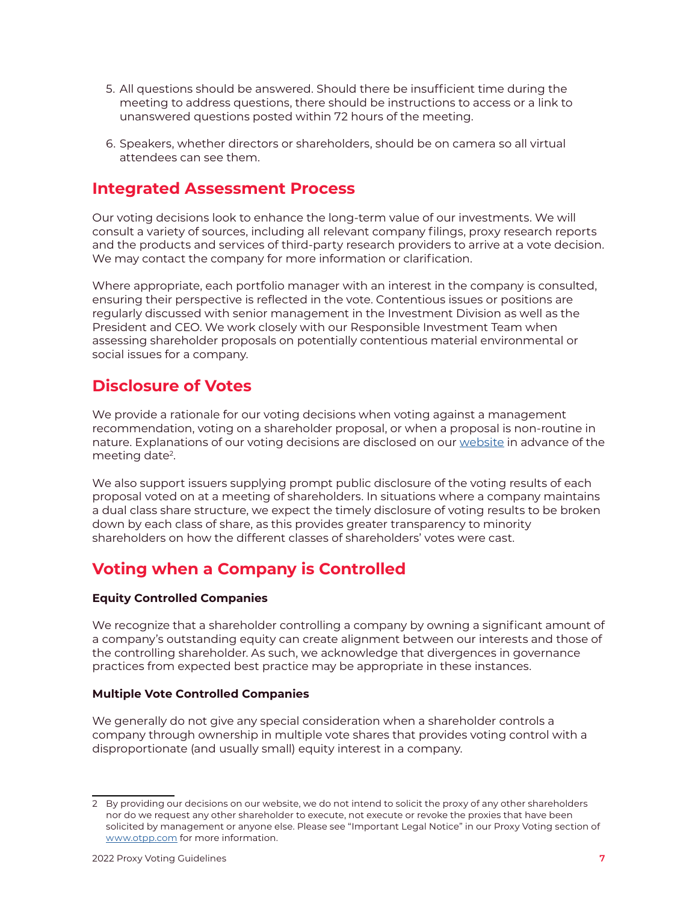5. All questions should be answered. Should there be insufficient time during the meeting to address questions, there should be instructions to access or a link to unanswered questions posted within 72 hours of the meeting.

6. Speakers, whether directors or shareholders, should be on camera so all virtual attendees can see them.

## Integrated Assessment Process

Our voting decisions look to enhance the long-term value of our investments. We will consult a variety of sources, including all relevant company filings, proxy research reports and the products and services of third-party research providers to arrive at a vote decision. We may contact the company for more information or clarification.

Where appropriate, each portfolio manager with an interest in the company is consulted, ensuring their perspective is reflected in the vote. Contentious issues or positions are regularly discussed with senior management in the Investment Division as well as the President and CEO. We work closely with our Responsible Investment Team when assessing shareholder proposals on potentially contentious material environmental or social issues for a company.

## Disclosure of Votes

We provide a rationale for our voting decisions when voting against a management recommendation, voting on a shareholder proposal, or when a proposal is non-routine in nature. Explanations of our voting decisions are disclosed on our website in advance of the meeting date[2].

We also support issuers supplying prompt public disclosure of the voting results of each proposal voted on at a meeting of shareholders. In situations where a company maintains a dual class share structure, we expect the timely disclosure of voting results to be broken down by each class of share, as this provides greater transparency to minority shareholders on how the different classes of shareholders' votes were cast.

## Voting when a Company is Controlled

### Equity Controlled Companies

We recognize that a shareholder controlling a company by owning a significant amount of a company's outstanding equity can create alignment between our interests and those of the controlling shareholder. As such, we acknowledge that divergences in governance practices from expected best practice may be appropriate in these instances.

### Multiple Vote Controlled Companies

We generally do not give any special consideration when a shareholder controls a company through ownership in multiple vote shares that provides voting control with a disproportionate (and usually small) equity interest in a company.

---

2 By providing our decisions on our website, we do not intend to solicit the proxy of any other shareholders nor do we request any other shareholder to execute, not execute or revoke the proxies that have been solicited by management or anyone else. Please see "Important Legal Notice" in our Proxy Voting section of www.otpp.com for more information.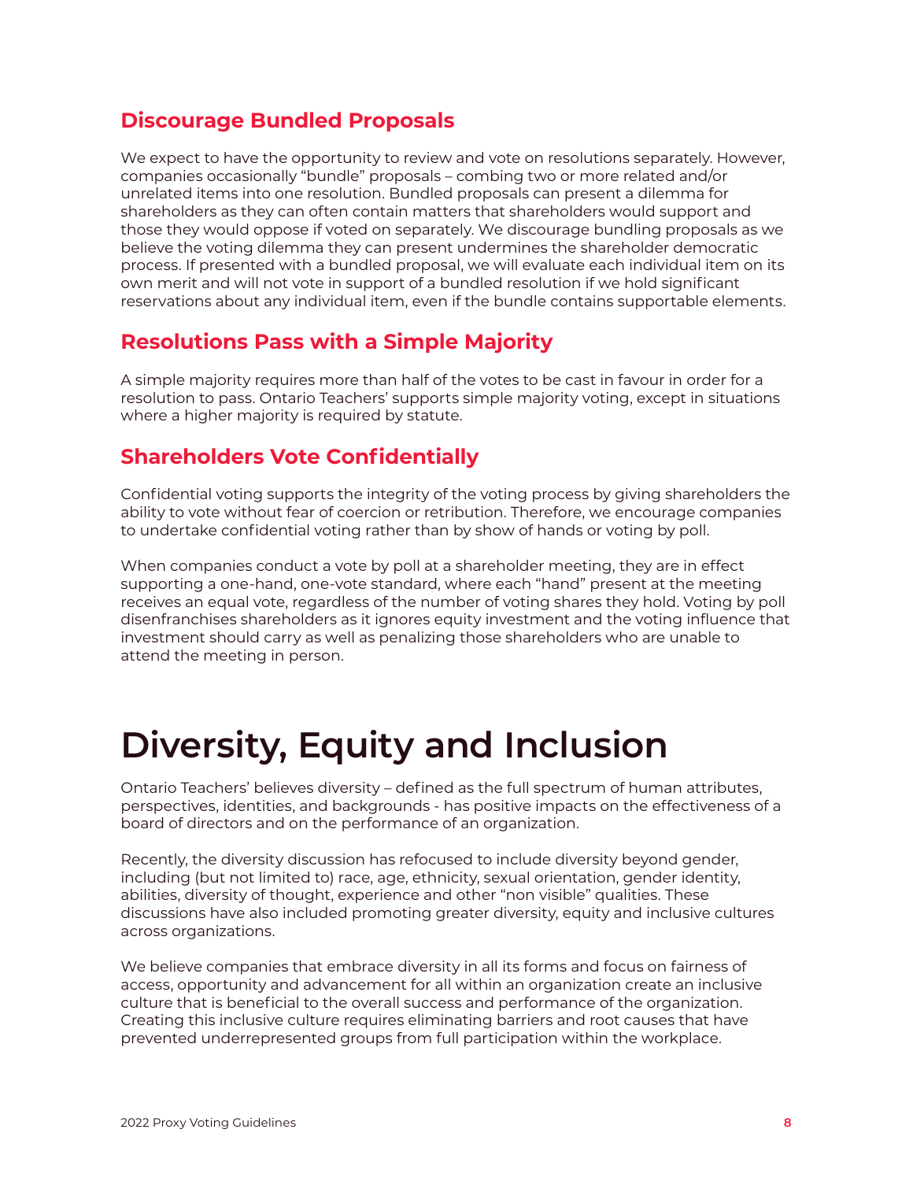### Discourage Bundled Proposals

We expect to have the opportunity to review and vote on resolutions separately. However, companies occasionally "bundle" proposals – combing two or more related and/or unrelated items into one resolution. Bundled proposals can present a dilemma for shareholders as they can often contain matters that shareholders would support and those they would oppose if voted on separately. We discourage bundling proposals as we believe the voting dilemma they can present undermines the shareholder democratic process. If presented with a bundled proposal, we will evaluate each individual item on its own merit and will not vote in support of a bundled resolution if we hold significant reservations about any individual item, even if the bundle contains supportable elements.

### Resolutions Pass with a Simple Majority

A simple majority requires more than half of the votes to be cast in favour in order for a resolution to pass. Ontario Teachers' supports simple majority voting, except in situations where a higher majority is required by statute.

### Shareholders Vote Confidentially

Confidential voting supports the integrity of the voting process by giving shareholders the ability to vote without fear of coercion or retribution. Therefore, we encourage companies to undertake confidential voting rather than by show of hands or voting by poll.

When companies conduct a vote by poll at a shareholder meeting, they are in effect supporting a one-hand, one-vote standard, where each "hand" present at the meeting receives an equal vote, regardless of the number of voting shares they hold. Voting by poll disenfranchises shareholders as it ignores equity investment and the voting influence that investment should carry as well as penalizing those shareholders who are unable to attend the meeting in person.

# Diversity, Equity and Inclusion

Ontario Teachers' believes diversity – defined as the full spectrum of human attributes, perspectives, identities, and backgrounds - has positive impacts on the effectiveness of a board of directors and on the performance of an organization.

Recently, the diversity discussion has refocused to include diversity beyond gender, including (but not limited to) race, age, ethnicity, sexual orientation, gender identity, abilities, diversity of thought, experience and other "non visible" qualities. These discussions have also included promoting greater diversity, equity and inclusive cultures across organizations.

We believe companies that embrace diversity in all its forms and focus on fairness of access, opportunity and advancement for all within an organization create an inclusive culture that is beneficial to the overall success and performance of the organization. Creating this inclusive culture requires eliminating barriers and root causes that have prevented underrepresented groups from full participation within the workplace.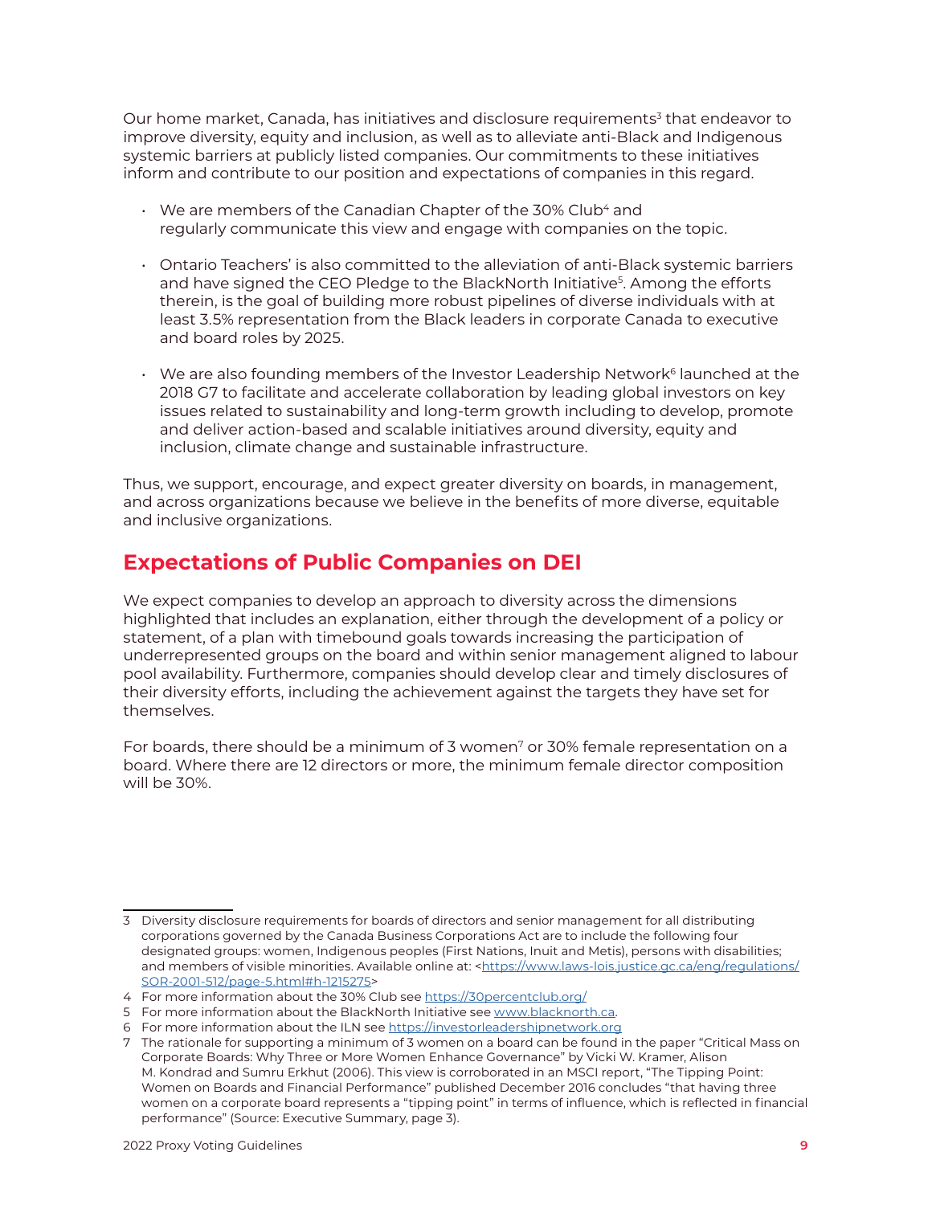Our home market, Canada, has initiatives and disclosure requirements[3] that endeavor to improve diversity, equity and inclusion, as well as to alleviate anti-Black and Indigenous systemic barriers at publicly listed companies. Our commitments to these initiatives inform and contribute to our position and expectations of companies in this regard.

- We are members of the Canadian Chapter of the 30% Club[4] and regularly communicate this view and engage with companies on the topic.
- Ontario Teachers' is also committed to the alleviation of anti-Black systemic barriers and have signed the CEO Pledge to the BlackNorth Initiative[5]. Among the efforts therein, is the goal of building more robust pipelines of diverse individuals with at least 3.5% representation from the Black leaders in corporate Canada to executive and board roles by 2025.
- We are also founding members of the Investor Leadership Network[6] launched at the 2018 G7 to facilitate and accelerate collaboration by leading global investors on key issues related to sustainability and long-term growth including to develop, promote and deliver action-based and scalable initiatives around diversity, equity and inclusion, climate change and sustainable infrastructure.

Thus, we support, encourage, and expect greater diversity on boards, in management, and across organizations because we believe in the benefits of more diverse, equitable and inclusive organizations.

## Expectations of Public Companies on DEI

We expect companies to develop an approach to diversity across the dimensions highlighted that includes an explanation, either through the development of a policy or statement, of a plan with timebound goals towards increasing the participation of underrepresented groups on the board and within senior management aligned to labour pool availability. Furthermore, companies should develop clear and timely disclosures of their diversity efforts, including the achievement against the targets they have set for themselves.

For boards, there should be a minimum of 3 women[7] or 30% female representation on a board. Where there are 12 directors or more, the minimum female director composition will be 30%.

---

3 Diversity disclosure requirements for boards of directors and senior management for all distributing corporations governed by the Canada Business Corporations Act are to include the following four designated groups: women, Indigenous peoples (First Nations, Inuit and Metis), persons with disabilities; and members of visible minorities. Available online at: <https://www.laws-lois.justice.gc.ca/eng/regulations/SOR-2001-512/page-5.html#h-1215275>

4 For more information about the 30% Club see https://30percentclub.org/

5 For more information about the BlackNorth Initiative see www.blacknorth.ca.

6 For more information about the ILN see https://investorleadershipnetwork.org

7 The rationale for supporting a minimum of 3 women on a board can be found in the paper "Critical Mass on Corporate Boards: Why Three or More Women Enhance Governance" by Vicki W. Kramer, Alison M. Kondrad and Sumru Erkhut (2006). This view is corroborated in an MSCI report, "The Tipping Point: Women on Boards and Financial Performance" published December 2016 concludes "that having three women on a corporate board represents a "tipping point" in terms of influence, which is reflected in financial performance" (Source: Executive Summary, page 3).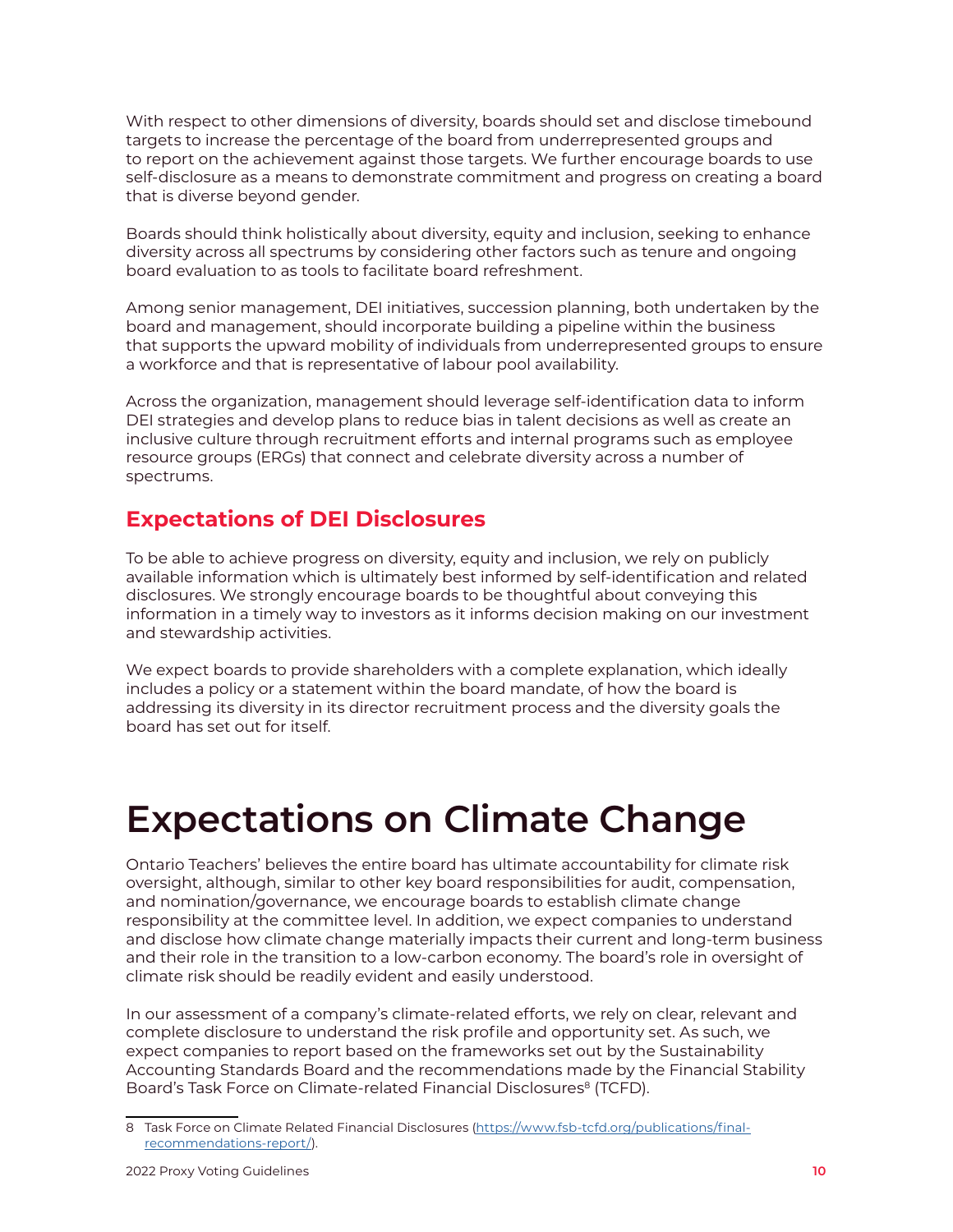With respect to other dimensions of diversity, boards should set and disclose timebound targets to increase the percentage of the board from underrepresented groups and to report on the achievement against those targets. We further encourage boards to use self-disclosure as a means to demonstrate commitment and progress on creating a board that is diverse beyond gender.

Boards should think holistically about diversity, equity and inclusion, seeking to enhance diversity across all spectrums by considering other factors such as tenure and ongoing board evaluation to as tools to facilitate board refreshment.

Among senior management, DEI initiatives, succession planning, both undertaken by the board and management, should incorporate building a pipeline within the business that supports the upward mobility of individuals from underrepresented groups to ensure a workforce and that is representative of labour pool availability.

Across the organization, management should leverage self-identification data to inform DEI strategies and develop plans to reduce bias in talent decisions as well as create an inclusive culture through recruitment efforts and internal programs such as employee resource groups (ERGs) that connect and celebrate diversity across a number of spectrums.

## Expectations of DEI Disclosures

To be able to achieve progress on diversity, equity and inclusion, we rely on publicly available information which is ultimately best informed by self-identification and related disclosures. We strongly encourage boards to be thoughtful about conveying this information in a timely way to investors as it informs decision making on our investment and stewardship activities.

We expect boards to provide shareholders with a complete explanation, which ideally includes a policy or a statement within the board mandate, of how the board is addressing its diversity in its director recruitment process and the diversity goals the board has set out for itself.

# Expectations on Climate Change

Ontario Teachers' believes the entire board has ultimate accountability for climate risk oversight, although, similar to other key board responsibilities for audit, compensation, and nomination/governance, we encourage boards to establish climate change responsibility at the committee level. In addition, we expect companies to understand and disclose how climate change materially impacts their current and long-term business and their role in the transition to a low-carbon economy. The board's role in oversight of climate risk should be readily evident and easily understood.

In our assessment of a company's climate-related efforts, we rely on clear, relevant and complete disclosure to understand the risk profile and opportunity set. As such, we expect companies to report based on the frameworks set out by the Sustainability Accounting Standards Board and the recommendations made by the Financial Stability Board's Task Force on Climate-related Financial Disclosures[8] (TCFD).

8 Task Force on Climate Related Financial Disclosures (https://www.fsb-tcfd.org/publications/final-recommendations-report/).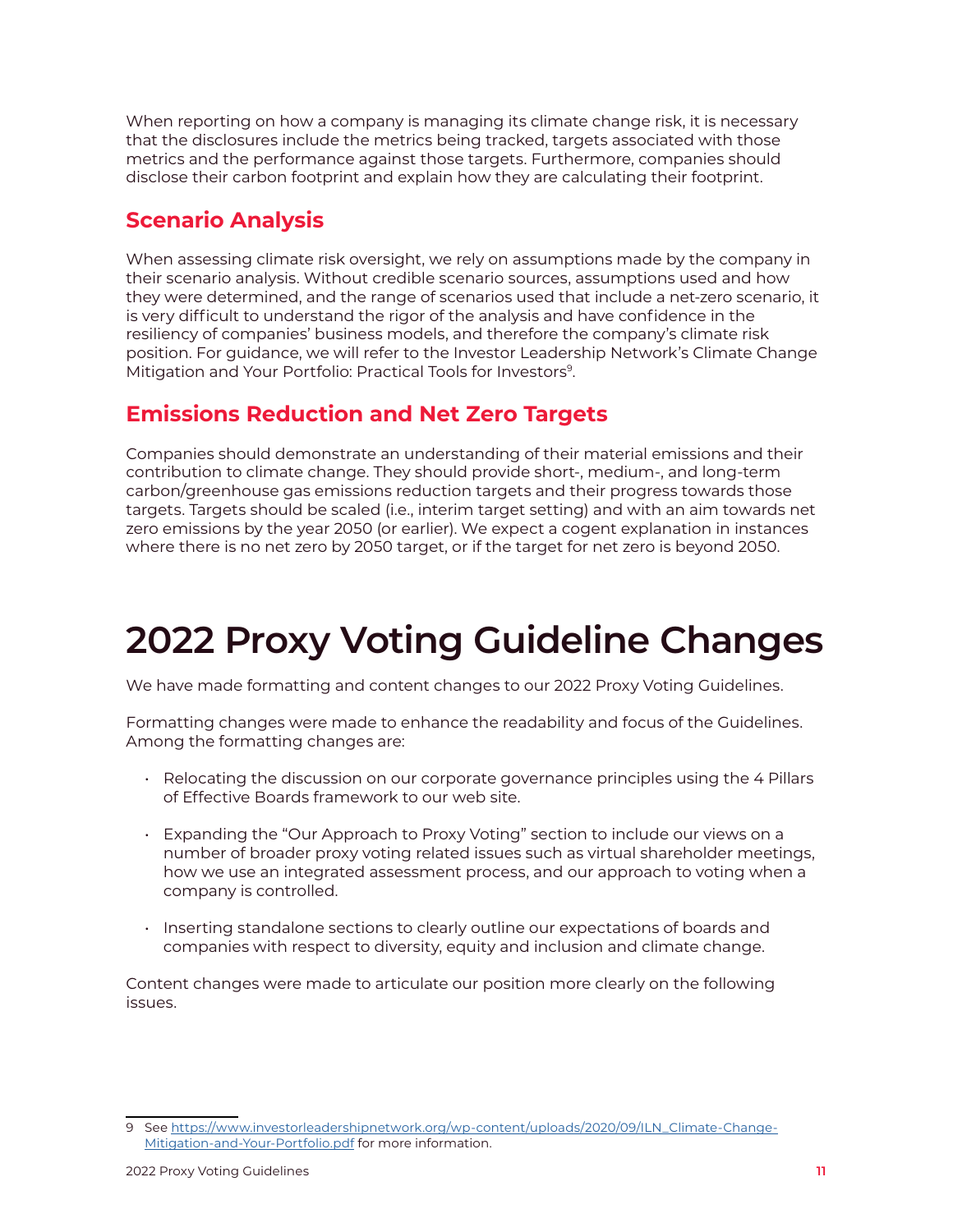When reporting on how a company is managing its climate change risk, it is necessary that the disclosures include the metrics being tracked, targets associated with those metrics and the performance against those targets. Furthermore, companies should disclose their carbon footprint and explain how they are calculating their footprint.

## Scenario Analysis

When assessing climate risk oversight, we rely on assumptions made by the company in their scenario analysis. Without credible scenario sources, assumptions used and how they were determined, and the range of scenarios used that include a net-zero scenario, it is very difficult to understand the rigor of the analysis and have confidence in the resiliency of companies' business models, and therefore the company's climate risk position. For guidance, we will refer to the Investor Leadership Network's Climate Change Mitigation and Your Portfolio: Practical Tools for Investors[9].

## Emissions Reduction and Net Zero Targets

Companies should demonstrate an understanding of their material emissions and their contribution to climate change. They should provide short-, medium-, and long-term carbon/greenhouse gas emissions reduction targets and their progress towards those targets. Targets should be scaled (i.e., interim target setting) and with an aim towards net zero emissions by the year 2050 (or earlier). We expect a cogent explanation in instances where there is no net zero by 2050 target, or if the target for net zero is beyond 2050.

# 2022 Proxy Voting Guideline Changes

We have made formatting and content changes to our 2022 Proxy Voting Guidelines.

Formatting changes were made to enhance the readability and focus of the Guidelines. Among the formatting changes are:

- Relocating the discussion on our corporate governance principles using the 4 Pillars of Effective Boards framework to our web site.
- Expanding the "Our Approach to Proxy Voting" section to include our views on a number of broader proxy voting related issues such as virtual shareholder meetings, how we use an integrated assessment process, and our approach to voting when a company is controlled.
- Inserting standalone sections to clearly outline our expectations of boards and companies with respect to diversity, equity and inclusion and climate change.

Content changes were made to articulate our position more clearly on the following issues.

---

9 See https://www.investorleadershipnetwork.org/wp-content/uploads/2020/09/ILN_Climate-Change-Mitigation-and-Your-Portfolio.pdf for more information.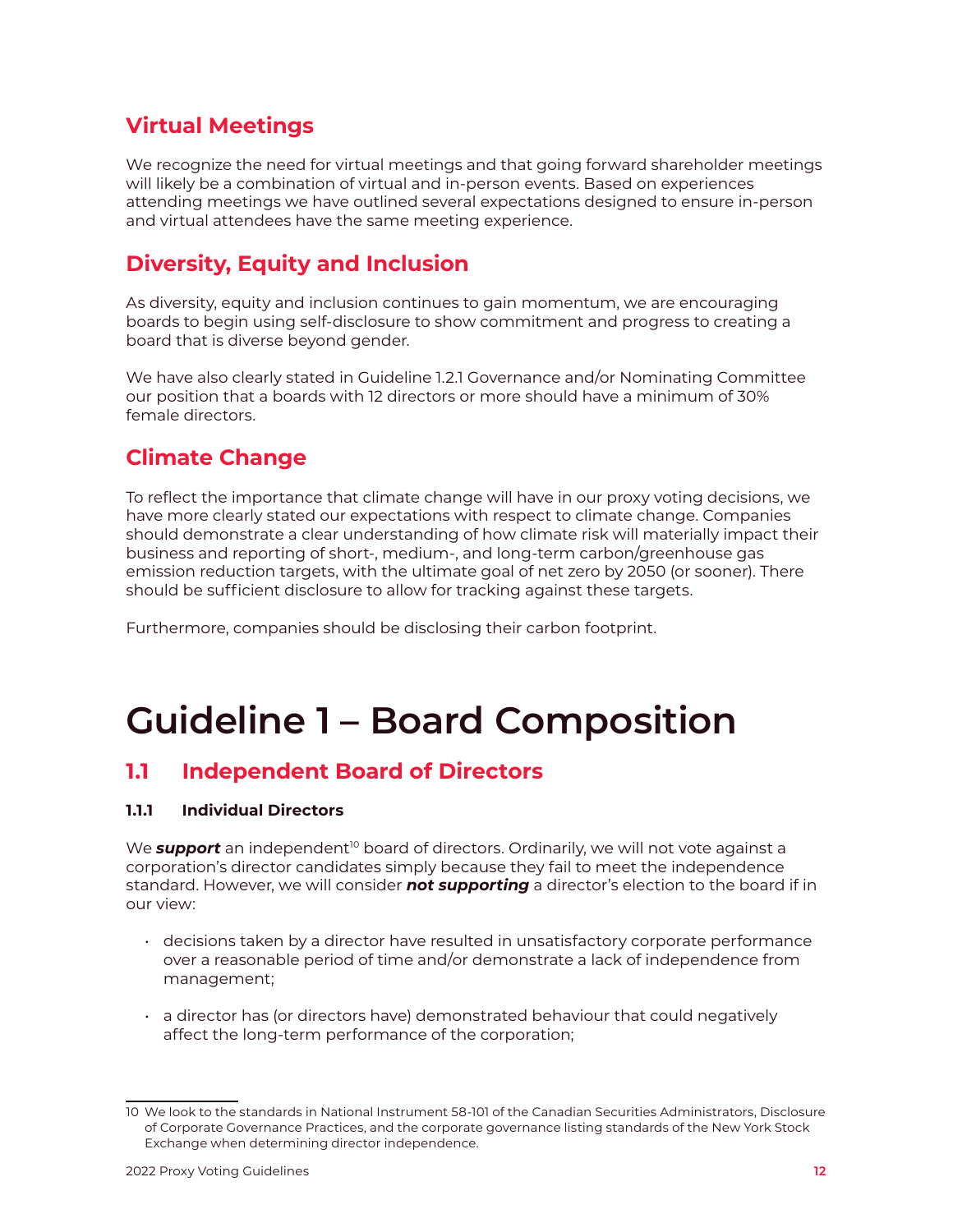## Virtual Meetings

We recognize the need for virtual meetings and that going forward shareholder meetings will likely be a combination of virtual and in-person events. Based on experiences attending meetings we have outlined several expectations designed to ensure in-person and virtual attendees have the same meeting experience.

## Diversity, Equity and Inclusion

As diversity, equity and inclusion continues to gain momentum, we are encouraging boards to begin using self-disclosure to show commitment and progress to creating a board that is diverse beyond gender.

We have also clearly stated in Guideline 1.2.1 Governance and/or Nominating Committee our position that a boards with 12 directors or more should have a minimum of 30% female directors.

## Climate Change

To reflect the importance that climate change will have in our proxy voting decisions, we have more clearly stated our expectations with respect to climate change. Companies should demonstrate a clear understanding of how climate risk will materially impact their business and reporting of short-, medium-, and long-term carbon/greenhouse gas emission reduction targets, with the ultimate goal of net zero by 2050 (or sooner). There should be sufficient disclosure to allow for tracking against these targets.

Furthermore, companies should be disclosing their carbon footprint.

# Guideline 1 – Board Composition

## 1.1 Independent Board of Directors

### 1.1.1 Individual Directors

We ***support*** an independent[10] board of directors. Ordinarily, we will not vote against a corporation's director candidates simply because they fail to meet the independence standard. However, we will consider ***not supporting*** a director's election to the board if in our view:

- decisions taken by a director have resulted in unsatisfactory corporate performance over a reasonable period of time and/or demonstrate a lack of independence from management;
- a director has (or directors have) demonstrated behaviour that could negatively affect the long-term performance of the corporation;

[10] We look to the standards in National Instrument 58-101 of the Canadian Securities Administrators, Disclosure of Corporate Governance Practices, and the corporate governance listing standards of the New York Stock Exchange when determining director independence.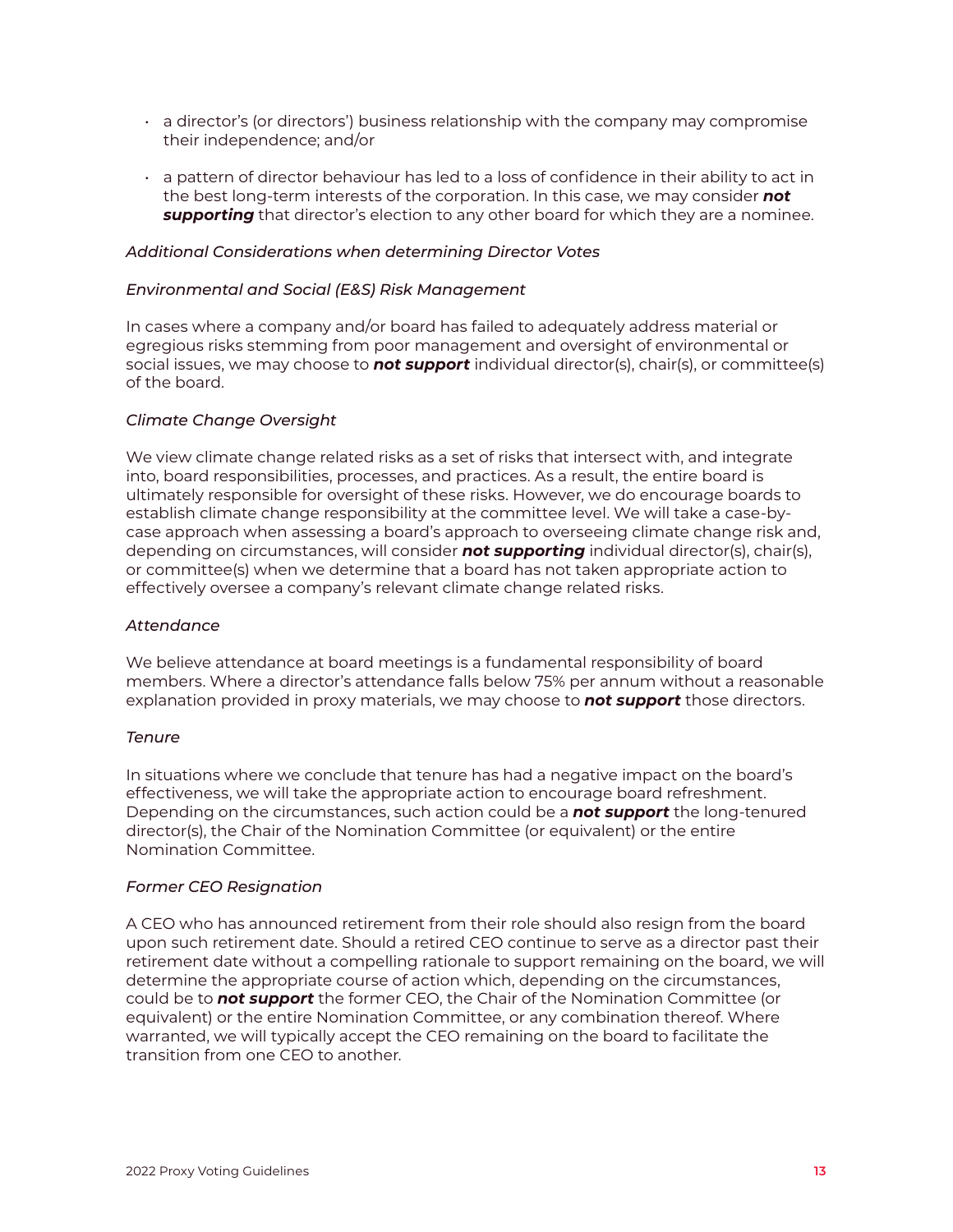- a director's (or directors') business relationship with the company may compromise their independence; and/or
- a pattern of director behaviour has led to a loss of confidence in their ability to act in the best long-term interests of the corporation. In this case, we may consider ***not supporting*** that director's election to any other board for which they are a nominee.

*Additional Considerations when determining Director Votes*

*Environmental and Social (E&S) Risk Management*

In cases where a company and/or board has failed to adequately address material or egregious risks stemming from poor management and oversight of environmental or social issues, we may choose to ***not support*** individual director(s), chair(s), or committee(s) of the board.

*Climate Change Oversight*

We view climate change related risks as a set of risks that intersect with, and integrate into, board responsibilities, processes, and practices. As a result, the entire board is ultimately responsible for oversight of these risks. However, we do encourage boards to establish climate change responsibility at the committee level. We will take a case-by-case approach when assessing a board's approach to overseeing climate change risk and, depending on circumstances, will consider ***not supporting*** individual director(s), chair(s), or committee(s) when we determine that a board has not taken appropriate action to effectively oversee a company's relevant climate change related risks.

*Attendance*

We believe attendance at board meetings is a fundamental responsibility of board members. Where a director's attendance falls below 75% per annum without a reasonable explanation provided in proxy materials, we may choose to ***not support*** those directors.

*Tenure*

In situations where we conclude that tenure has had a negative impact on the board's effectiveness, we will take the appropriate action to encourage board refreshment. Depending on the circumstances, such action could be a ***not support*** the long-tenured director(s), the Chair of the Nomination Committee (or equivalent) or the entire Nomination Committee.

*Former CEO Resignation*

A CEO who has announced retirement from their role should also resign from the board upon such retirement date. Should a retired CEO continue to serve as a director past their retirement date without a compelling rationale to support remaining on the board, we will determine the appropriate course of action which, depending on the circumstances, could be to ***not support*** the former CEO, the Chair of the Nomination Committee (or equivalent) or the entire Nomination Committee, or any combination thereof. Where warranted, we will typically accept the CEO remaining on the board to facilitate the transition from one CEO to another.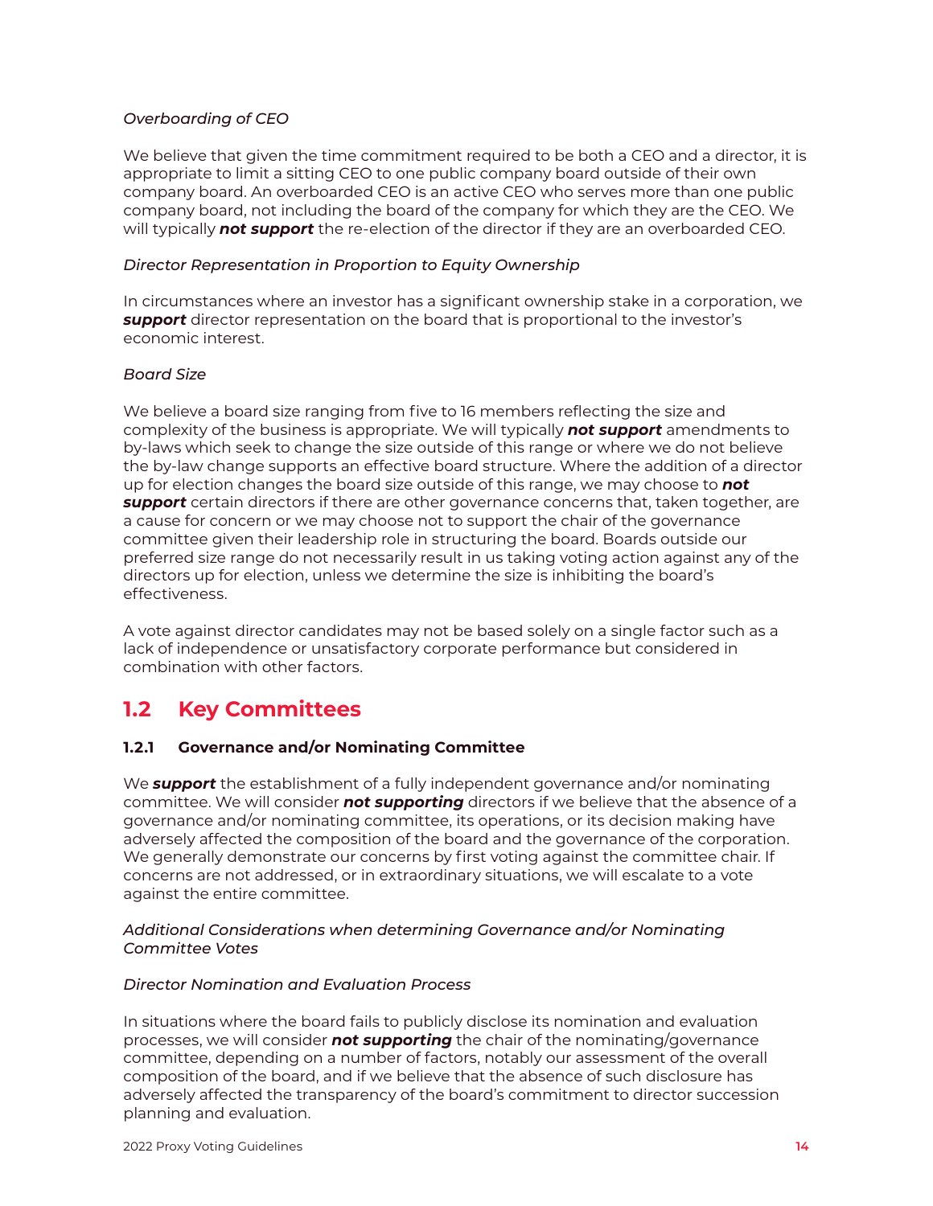*Overboarding of CEO*

We believe that given the time commitment required to be both a CEO and a director, it is appropriate to limit a sitting CEO to one public company board outside of their own company board. An overboarded CEO is an active CEO who serves more than one public company board, not including the board of the company for which they are the CEO. We will typically ***not support*** the re-election of the director if they are an overboarded CEO.

*Director Representation in Proportion to Equity Ownership*

In circumstances where an investor has a significant ownership stake in a corporation, we ***support*** director representation on the board that is proportional to the investor's economic interest.

*Board Size*

We believe a board size ranging from five to 16 members reflecting the size and complexity of the business is appropriate. We will typically ***not support*** amendments to by-laws which seek to change the size outside of this range or where we do not believe the by-law change supports an effective board structure. Where the addition of a director up for election changes the board size outside of this range, we may choose to ***not support*** certain directors if there are other governance concerns that, taken together, are a cause for concern or we may choose not to support the chair of the governance committee given their leadership role in structuring the board. Boards outside our preferred size range do not necessarily result in us taking voting action against any of the directors up for election, unless we determine the size is inhibiting the board's effectiveness.

A vote against director candidates may not be based solely on a single factor such as a lack of independence or unsatisfactory corporate performance but considered in combination with other factors.

## 1.2 Key Committees

### 1.2.1 Governance and/or Nominating Committee

We ***support*** the establishment of a fully independent governance and/or nominating committee. We will consider ***not supporting*** directors if we believe that the absence of a governance and/or nominating committee, its operations, or its decision making have adversely affected the composition of the board and the governance of the corporation. We generally demonstrate our concerns by first voting against the committee chair. If concerns are not addressed, or in extraordinary situations, we will escalate to a vote against the entire committee.

*Additional Considerations when determining Governance and/or Nominating Committee Votes*

*Director Nomination and Evaluation Process*

In situations where the board fails to publicly disclose its nomination and evaluation processes, we will consider ***not supporting*** the chair of the nominating/governance committee, depending on a number of factors, notably our assessment of the overall composition of the board, and if we believe that the absence of such disclosure has adversely affected the transparency of the board's commitment to director succession planning and evaluation.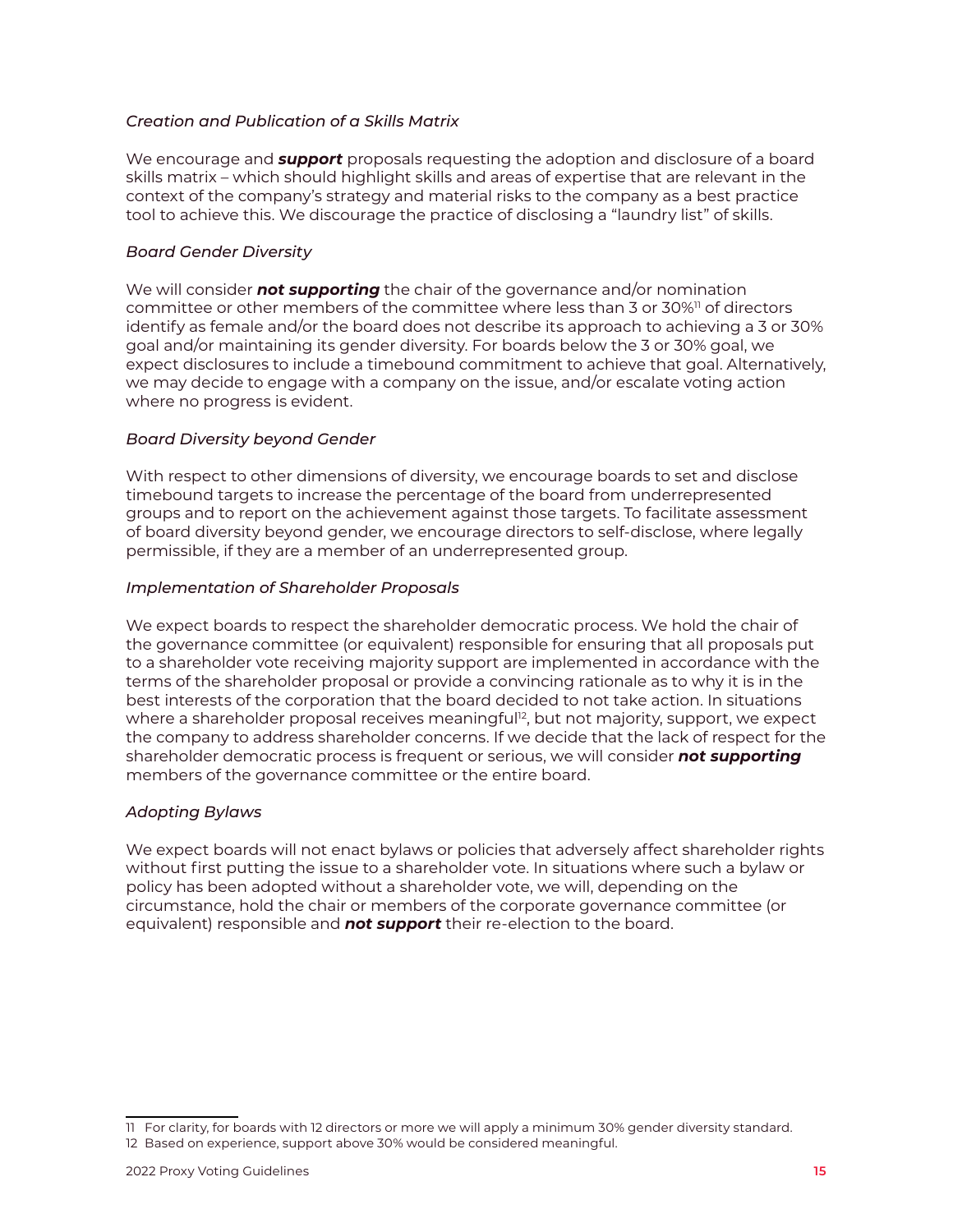*Creation and Publication of a Skills Matrix*

We encourage and ***support*** proposals requesting the adoption and disclosure of a board skills matrix – which should highlight skills and areas of expertise that are relevant in the context of the company's strategy and material risks to the company as a best practice tool to achieve this. We discourage the practice of disclosing a "laundry list" of skills.

*Board Gender Diversity*

We will consider ***not supporting*** the chair of the governance and/or nomination committee or other members of the committee where less than 3 or 30%[11] of directors identify as female and/or the board does not describe its approach to achieving a 3 or 30% goal and/or maintaining its gender diversity. For boards below the 3 or 30% goal, we expect disclosures to include a timebound commitment to achieve that goal. Alternatively, we may decide to engage with a company on the issue, and/or escalate voting action where no progress is evident.

*Board Diversity beyond Gender*

With respect to other dimensions of diversity, we encourage boards to set and disclose timebound targets to increase the percentage of the board from underrepresented groups and to report on the achievement against those targets. To facilitate assessment of board diversity beyond gender, we encourage directors to self-disclose, where legally permissible, if they are a member of an underrepresented group.

*Implementation of Shareholder Proposals*

We expect boards to respect the shareholder democratic process. We hold the chair of the governance committee (or equivalent) responsible for ensuring that all proposals put to a shareholder vote receiving majority support are implemented in accordance with the terms of the shareholder proposal or provide a convincing rationale as to why it is in the best interests of the corporation that the board decided to not take action. In situations where a shareholder proposal receives meaningful[12], but not majority, support, we expect the company to address shareholder concerns. If we decide that the lack of respect for the shareholder democratic process is frequent or serious, we will consider ***not supporting*** members of the governance committee or the entire board.

*Adopting Bylaws*

We expect boards will not enact bylaws or policies that adversely affect shareholder rights without first putting the issue to a shareholder vote. In situations where such a bylaw or policy has been adopted without a shareholder vote, we will, depending on the circumstance, hold the chair or members of the corporate governance committee (or equivalent) responsible and ***not support*** their re-election to the board.

---

11 For clarity, for boards with 12 directors or more we will apply a minimum 30% gender diversity standard.

12 Based on experience, support above 30% would be considered meaningful.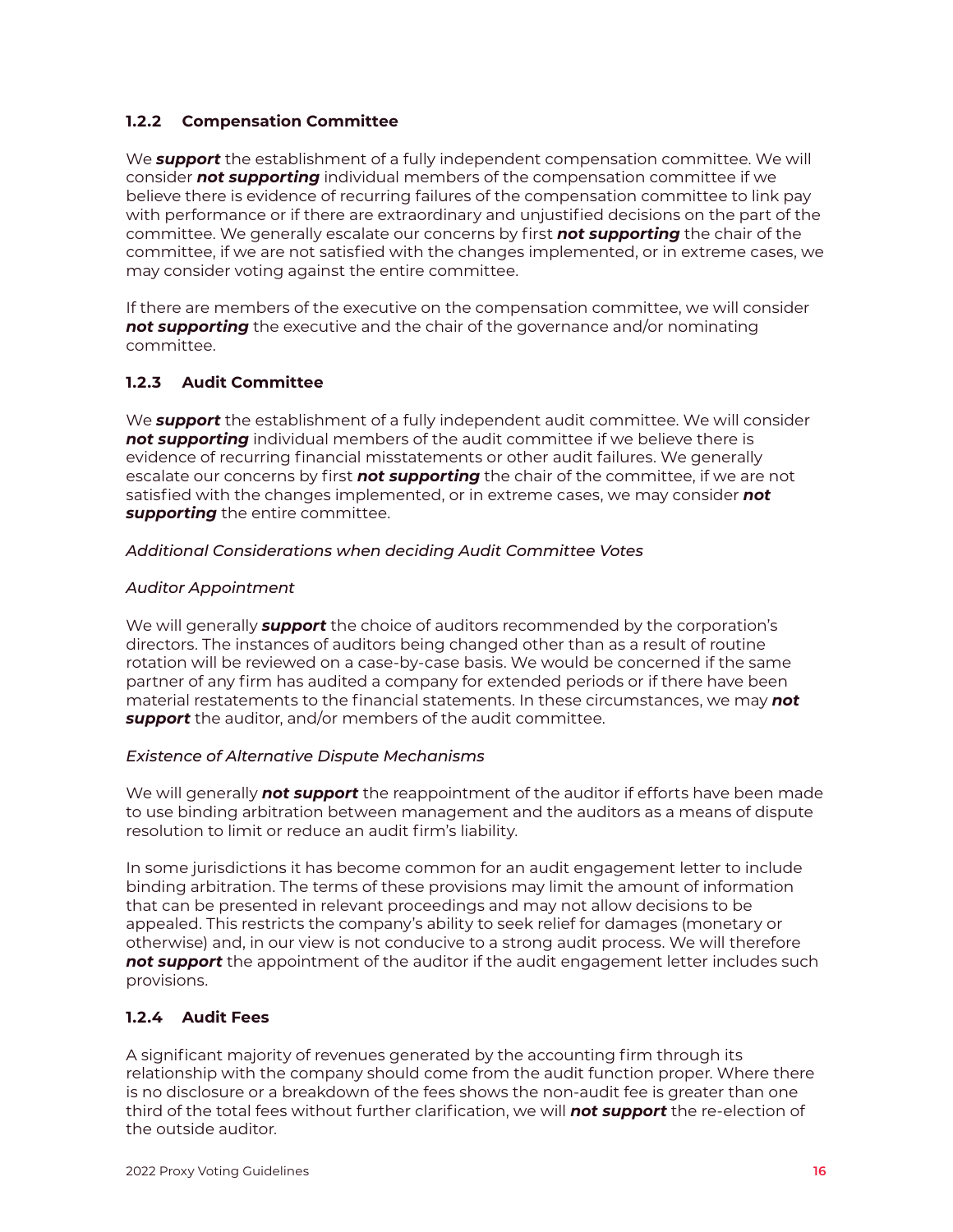### 1.2.2 Compensation Committee

We ***support*** the establishment of a fully independent compensation committee. We will consider ***not supporting*** individual members of the compensation committee if we believe there is evidence of recurring failures of the compensation committee to link pay with performance or if there are extraordinary and unjustified decisions on the part of the committee. We generally escalate our concerns by first ***not supporting*** the chair of the committee, if we are not satisfied with the changes implemented, or in extreme cases, we may consider voting against the entire committee.

If there are members of the executive on the compensation committee, we will consider ***not supporting*** the executive and the chair of the governance and/or nominating committee.

### 1.2.3 Audit Committee

We ***support*** the establishment of a fully independent audit committee. We will consider ***not supporting*** individual members of the audit committee if we believe there is evidence of recurring financial misstatements or other audit failures. We generally escalate our concerns by first ***not supporting*** the chair of the committee, if we are not satisfied with the changes implemented, or in extreme cases, we may consider ***not supporting*** the entire committee.

*Additional Considerations when deciding Audit Committee Votes*

*Auditor Appointment*

We will generally ***support*** the choice of auditors recommended by the corporation's directors. The instances of auditors being changed other than as a result of routine rotation will be reviewed on a case-by-case basis. We would be concerned if the same partner of any firm has audited a company for extended periods or if there have been material restatements to the financial statements. In these circumstances, we may ***not support*** the auditor, and/or members of the audit committee.

*Existence of Alternative Dispute Mechanisms*

We will generally ***not support*** the reappointment of the auditor if efforts have been made to use binding arbitration between management and the auditors as a means of dispute resolution to limit or reduce an audit firm's liability.

In some jurisdictions it has become common for an audit engagement letter to include binding arbitration. The terms of these provisions may limit the amount of information that can be presented in relevant proceedings and may not allow decisions to be appealed. This restricts the company's ability to seek relief for damages (monetary or otherwise) and, in our view is not conducive to a strong audit process. We will therefore ***not support*** the appointment of the auditor if the audit engagement letter includes such provisions.

### 1.2.4 Audit Fees

A significant majority of revenues generated by the accounting firm through its relationship with the company should come from the audit function proper. Where there is no disclosure or a breakdown of the fees shows the non-audit fee is greater than one third of the total fees without further clarification, we will ***not support*** the re-election of the outside auditor.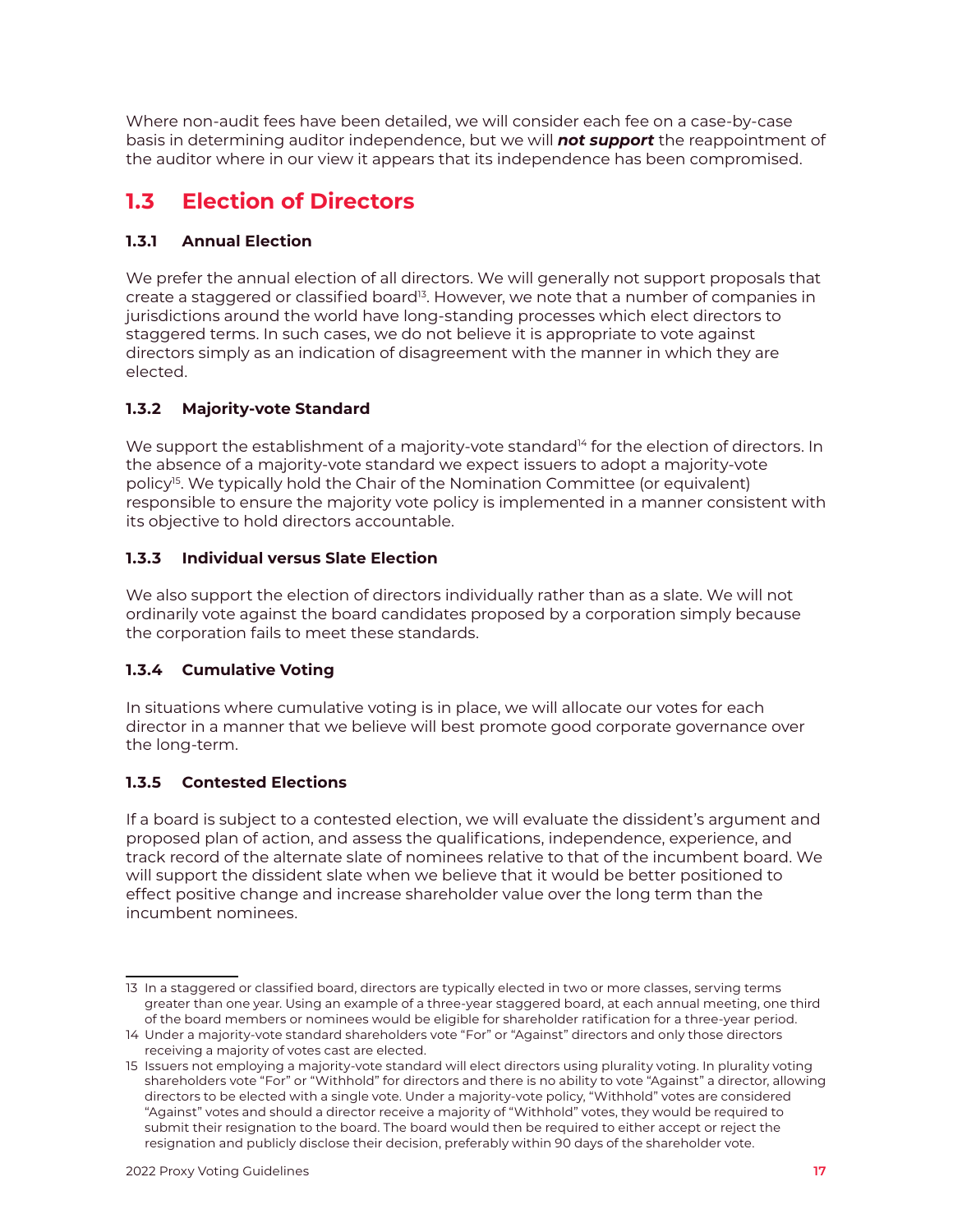Where non-audit fees have been detailed, we will consider each fee on a case-by-case basis in determining auditor independence, but we will ***not support*** the reappointment of the auditor where in our view it appears that its independence has been compromised.

## 1.3 Election of Directors

### 1.3.1 Annual Election

We prefer the annual election of all directors. We will generally not support proposals that create a staggered or classified board[13]. However, we note that a number of companies in jurisdictions around the world have long-standing processes which elect directors to staggered terms. In such cases, we do not believe it is appropriate to vote against directors simply as an indication of disagreement with the manner in which they are elected.

### 1.3.2 Majority-vote Standard

We support the establishment of a majority-vote standard[14] for the election of directors. In the absence of a majority-vote standard we expect issuers to adopt a majority-vote policy[15]. We typically hold the Chair of the Nomination Committee (or equivalent) responsible to ensure the majority vote policy is implemented in a manner consistent with its objective to hold directors accountable.

### 1.3.3 Individual versus Slate Election

We also support the election of directors individually rather than as a slate. We will not ordinarily vote against the board candidates proposed by a corporation simply because the corporation fails to meet these standards.

### 1.3.4 Cumulative Voting

In situations where cumulative voting is in place, we will allocate our votes for each director in a manner that we believe will best promote good corporate governance over the long-term.

### 1.3.5 Contested Elections

If a board is subject to a contested election, we will evaluate the dissident's argument and proposed plan of action, and assess the qualifications, independence, experience, and track record of the alternate slate of nominees relative to that of the incumbent board. We will support the dissident slate when we believe that it would be better positioned to effect positive change and increase shareholder value over the long term than the incumbent nominees.

---

13 In a staggered or classified board, directors are typically elected in two or more classes, serving terms greater than one year. Using an example of a three-year staggered board, at each annual meeting, one third of the board members or nominees would be eligible for shareholder ratification for a three-year period.

14 Under a majority-vote standard shareholders vote "For" or "Against" directors and only those directors receiving a majority of votes cast are elected.

15 Issuers not employing a majority-vote standard will elect directors using plurality voting. In plurality voting shareholders vote "For" or "Withhold" for directors and there is no ability to vote "Against" a director, allowing directors to be elected with a single vote. Under a majority-vote policy, "Withhold" votes are considered "Against" votes and should a director receive a majority of "Withhold" votes, they would be required to submit their resignation to the board. The board would then be required to either accept or reject the resignation and publicly disclose their decision, preferably within 90 days of the shareholder vote.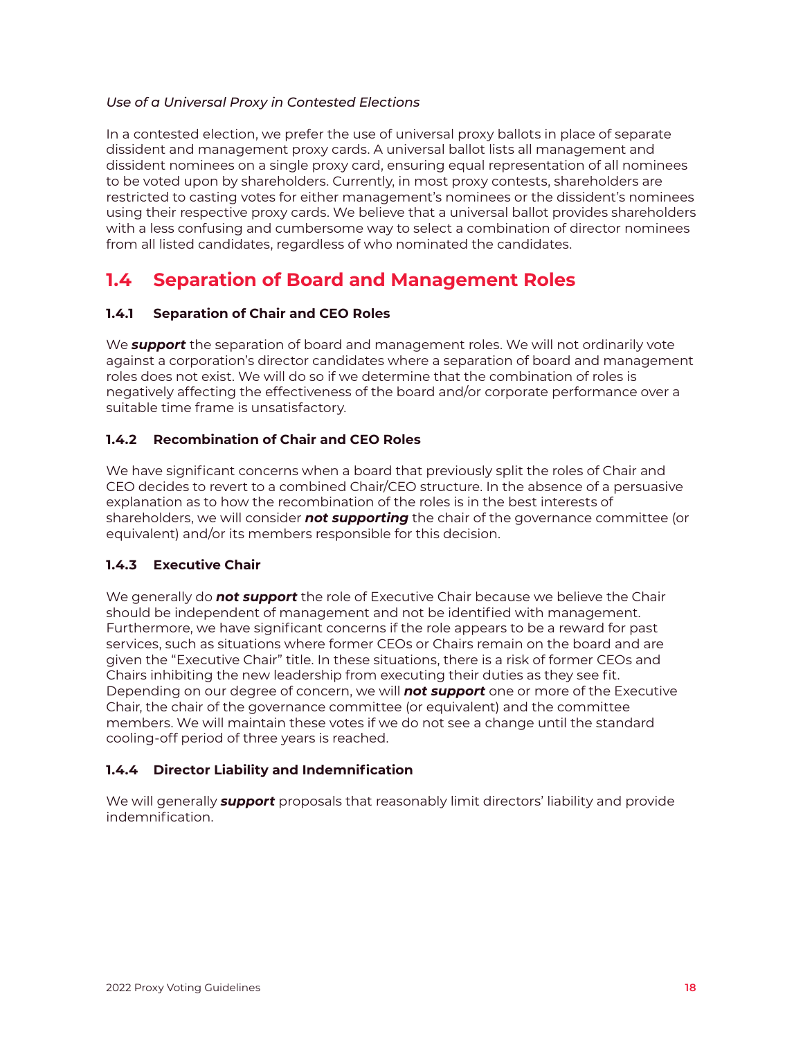*Use of a Universal Proxy in Contested Elections*

In a contested election, we prefer the use of universal proxy ballots in place of separate dissident and management proxy cards. A universal ballot lists all management and dissident nominees on a single proxy card, ensuring equal representation of all nominees to be voted upon by shareholders. Currently, in most proxy contests, shareholders are restricted to casting votes for either management's nominees or the dissident's nominees using their respective proxy cards. We believe that a universal ballot provides shareholders with a less confusing and cumbersome way to select a combination of director nominees from all listed candidates, regardless of who nominated the candidates.

## 1.4 Separation of Board and Management Roles

### 1.4.1 Separation of Chair and CEO Roles

We ***support*** the separation of board and management roles. We will not ordinarily vote against a corporation's director candidates where a separation of board and management roles does not exist. We will do so if we determine that the combination of roles is negatively affecting the effectiveness of the board and/or corporate performance over a suitable time frame is unsatisfactory.

### 1.4.2 Recombination of Chair and CEO Roles

We have significant concerns when a board that previously split the roles of Chair and CEO decides to revert to a combined Chair/CEO structure. In the absence of a persuasive explanation as to how the recombination of the roles is in the best interests of shareholders, we will consider ***not supporting*** the chair of the governance committee (or equivalent) and/or its members responsible for this decision.

### 1.4.3 Executive Chair

We generally do ***not support*** the role of Executive Chair because we believe the Chair should be independent of management and not be identified with management. Furthermore, we have significant concerns if the role appears to be a reward for past services, such as situations where former CEOs or Chairs remain on the board and are given the "Executive Chair" title. In these situations, there is a risk of former CEOs and Chairs inhibiting the new leadership from executing their duties as they see fit. Depending on our degree of concern, we will ***not support*** one or more of the Executive Chair, the chair of the governance committee (or equivalent) and the committee members. We will maintain these votes if we do not see a change until the standard cooling-off period of three years is reached.

### 1.4.4 Director Liability and Indemnification

We will generally ***support*** proposals that reasonably limit directors' liability and provide indemnification.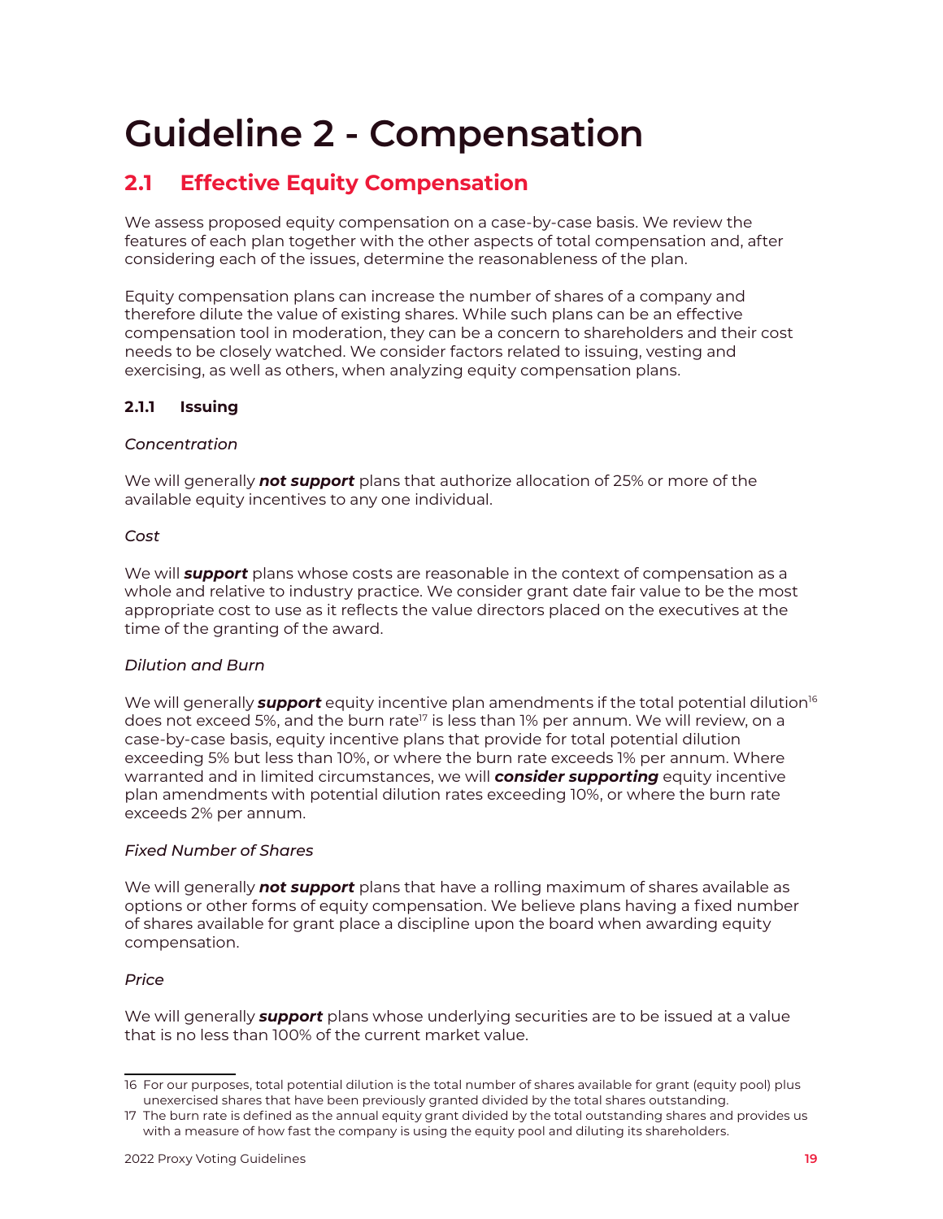# Guideline 2 - Compensation

## 2.1 Effective Equity Compensation

We assess proposed equity compensation on a case-by-case basis. We review the features of each plan together with the other aspects of total compensation and, after considering each of the issues, determine the reasonableness of the plan.

Equity compensation plans can increase the number of shares of a company and therefore dilute the value of existing shares. While such plans can be an effective compensation tool in moderation, they can be a concern to shareholders and their cost needs to be closely watched. We consider factors related to issuing, vesting and exercising, as well as others, when analyzing equity compensation plans.

### 2.1.1 Issuing

*Concentration*

We will generally ***not support*** plans that authorize allocation of 25% or more of the available equity incentives to any one individual.

*Cost*

We will ***support*** plans whose costs are reasonable in the context of compensation as a whole and relative to industry practice. We consider grant date fair value to be the most appropriate cost to use as it reflects the value directors placed on the executives at the time of the granting of the award.

*Dilution and Burn*

We will generally ***support*** equity incentive plan amendments if the total potential dilution[16] does not exceed 5%, and the burn rate[17] is less than 1% per annum. We will review, on a case-by-case basis, equity incentive plans that provide for total potential dilution exceeding 5% but less than 10%, or where the burn rate exceeds 1% per annum. Where warranted and in limited circumstances, we will ***consider supporting*** equity incentive plan amendments with potential dilution rates exceeding 10%, or where the burn rate exceeds 2% per annum.

*Fixed Number of Shares*

We will generally ***not support*** plans that have a rolling maximum of shares available as options or other forms of equity compensation. We believe plans having a fixed number of shares available for grant place a discipline upon the board when awarding equity compensation.

*Price*

We will generally ***support*** plans whose underlying securities are to be issued at a value that is no less than 100% of the current market value.

---

16 For our purposes, total potential dilution is the total number of shares available for grant (equity pool) plus unexercised shares that have been previously granted divided by the total shares outstanding.

17 The burn rate is defined as the annual equity grant divided by the total outstanding shares and provides us with a measure of how fast the company is using the equity pool and diluting its shareholders.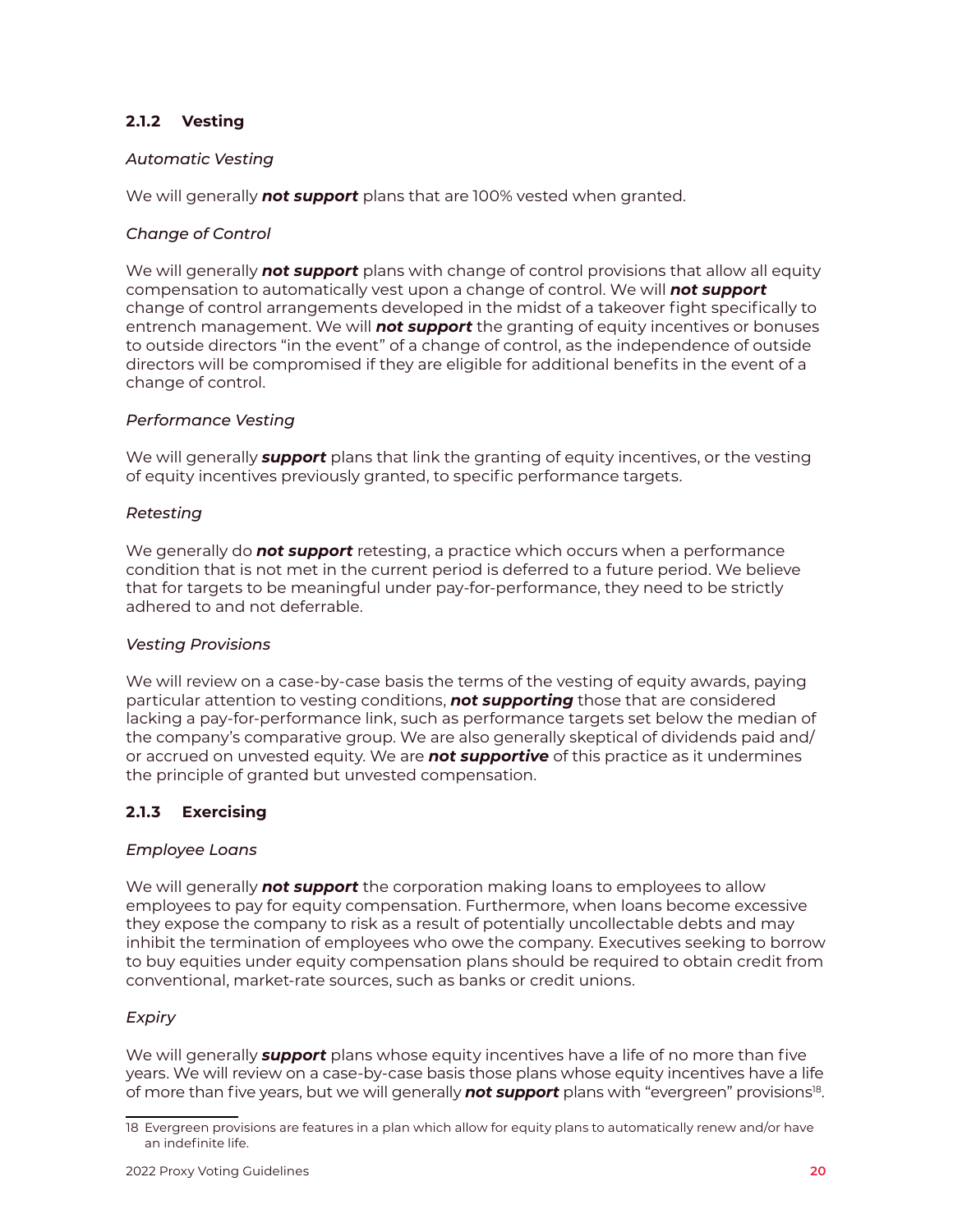### 2.1.2 Vesting

*Automatic Vesting*

We will generally ***not support*** plans that are 100% vested when granted.

*Change of Control*

We will generally ***not support*** plans with change of control provisions that allow all equity compensation to automatically vest upon a change of control. We will ***not support*** change of control arrangements developed in the midst of a takeover fight specifically to entrench management. We will ***not support*** the granting of equity incentives or bonuses to outside directors "in the event" of a change of control, as the independence of outside directors will be compromised if they are eligible for additional benefits in the event of a change of control.

*Performance Vesting*

We will generally ***support*** plans that link the granting of equity incentives, or the vesting of equity incentives previously granted, to specific performance targets.

*Retesting*

We generally do ***not support*** retesting, a practice which occurs when a performance condition that is not met in the current period is deferred to a future period. We believe that for targets to be meaningful under pay-for-performance, they need to be strictly adhered to and not deferrable.

*Vesting Provisions*

We will review on a case-by-case basis the terms of the vesting of equity awards, paying particular attention to vesting conditions, ***not supporting*** those that are considered lacking a pay-for-performance link, such as performance targets set below the median of the company's comparative group. We are also generally skeptical of dividends paid and/or accrued on unvested equity. We are ***not supportive*** of this practice as it undermines the principle of granted but unvested compensation.

### 2.1.3 Exercising

*Employee Loans*

We will generally ***not support*** the corporation making loans to employees to allow employees to pay for equity compensation. Furthermore, when loans become excessive they expose the company to risk as a result of potentially uncollectable debts and may inhibit the termination of employees who owe the company. Executives seeking to borrow to buy equities under equity compensation plans should be required to obtain credit from conventional, market-rate sources, such as banks or credit unions.

*Expiry*

We will generally ***support*** plans whose equity incentives have a life of no more than five years. We will review on a case-by-case basis those plans whose equity incentives have a life of more than five years, but we will generally ***not support*** plans with "evergreen" provisions[18].

18 Evergreen provisions are features in a plan which allow for equity plans to automatically renew and/or have an indefinite life.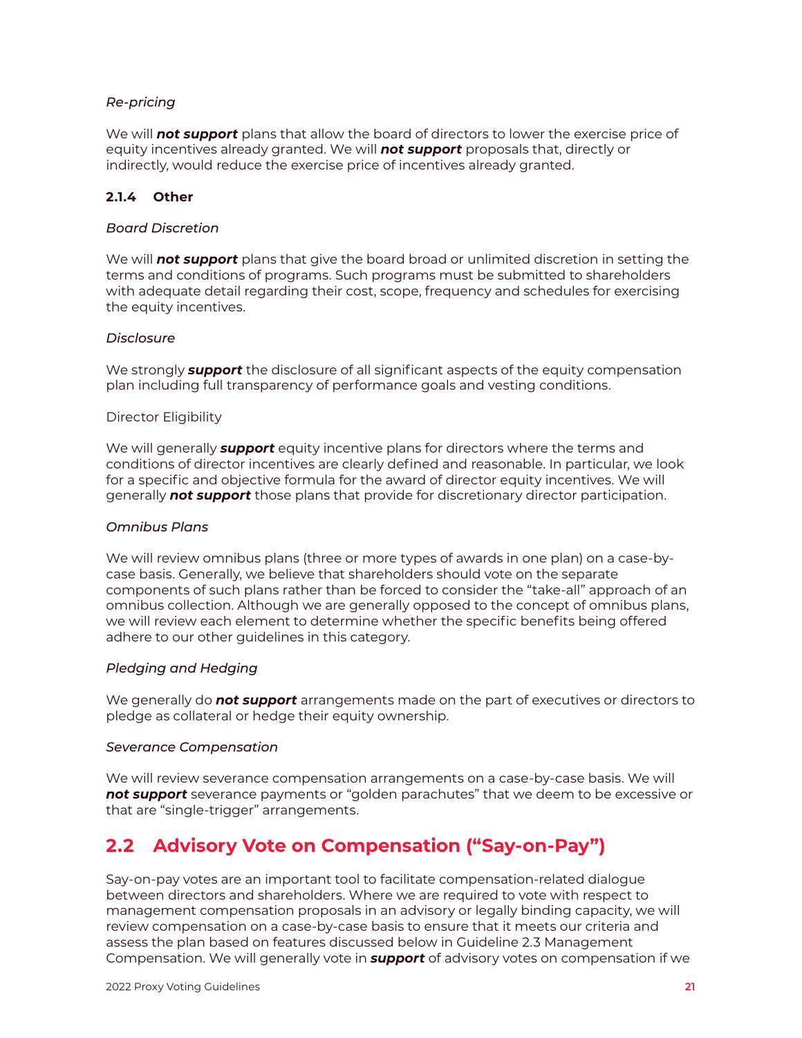*Re-pricing*

We will ***not support*** plans that allow the board of directors to lower the exercise price of equity incentives already granted. We will ***not support*** proposals that, directly or indirectly, would reduce the exercise price of incentives already granted.

#### 2.1.4 Other

*Board Discretion*

We will ***not support*** plans that give the board broad or unlimited discretion in setting the terms and conditions of programs. Such programs must be submitted to shareholders with adequate detail regarding their cost, scope, frequency and schedules for exercising the equity incentives.

*Disclosure*

We strongly ***support*** the disclosure of all significant aspects of the equity compensation plan including full transparency of performance goals and vesting conditions.

Director Eligibility

We will generally ***support*** equity incentive plans for directors where the terms and conditions of director incentives are clearly defined and reasonable. In particular, we look for a specific and objective formula for the award of director equity incentives. We will generally ***not support*** those plans that provide for discretionary director participation.

*Omnibus Plans*

We will review omnibus plans (three or more types of awards in one plan) on a case-by-case basis. Generally, we believe that shareholders should vote on the separate components of such plans rather than be forced to consider the "take-all" approach of an omnibus collection. Although we are generally opposed to the concept of omnibus plans, we will review each element to determine whether the specific benefits being offered adhere to our other guidelines in this category.

*Pledging and Hedging*

We generally do ***not support*** arrangements made on the part of executives or directors to pledge as collateral or hedge their equity ownership.

*Severance Compensation*

We will review severance compensation arrangements on a case-by-case basis. We will ***not support*** severance payments or "golden parachutes" that we deem to be excessive or that are "single-trigger" arrangements.

## 2.2 Advisory Vote on Compensation ("Say-on-Pay")

Say-on-pay votes are an important tool to facilitate compensation-related dialogue between directors and shareholders. Where we are required to vote with respect to management compensation proposals in an advisory or legally binding capacity, we will review compensation on a case-by-case basis to ensure that it meets our criteria and assess the plan based on features discussed below in Guideline 2.3 Management Compensation. We will generally vote in ***support*** of advisory votes on compensation if we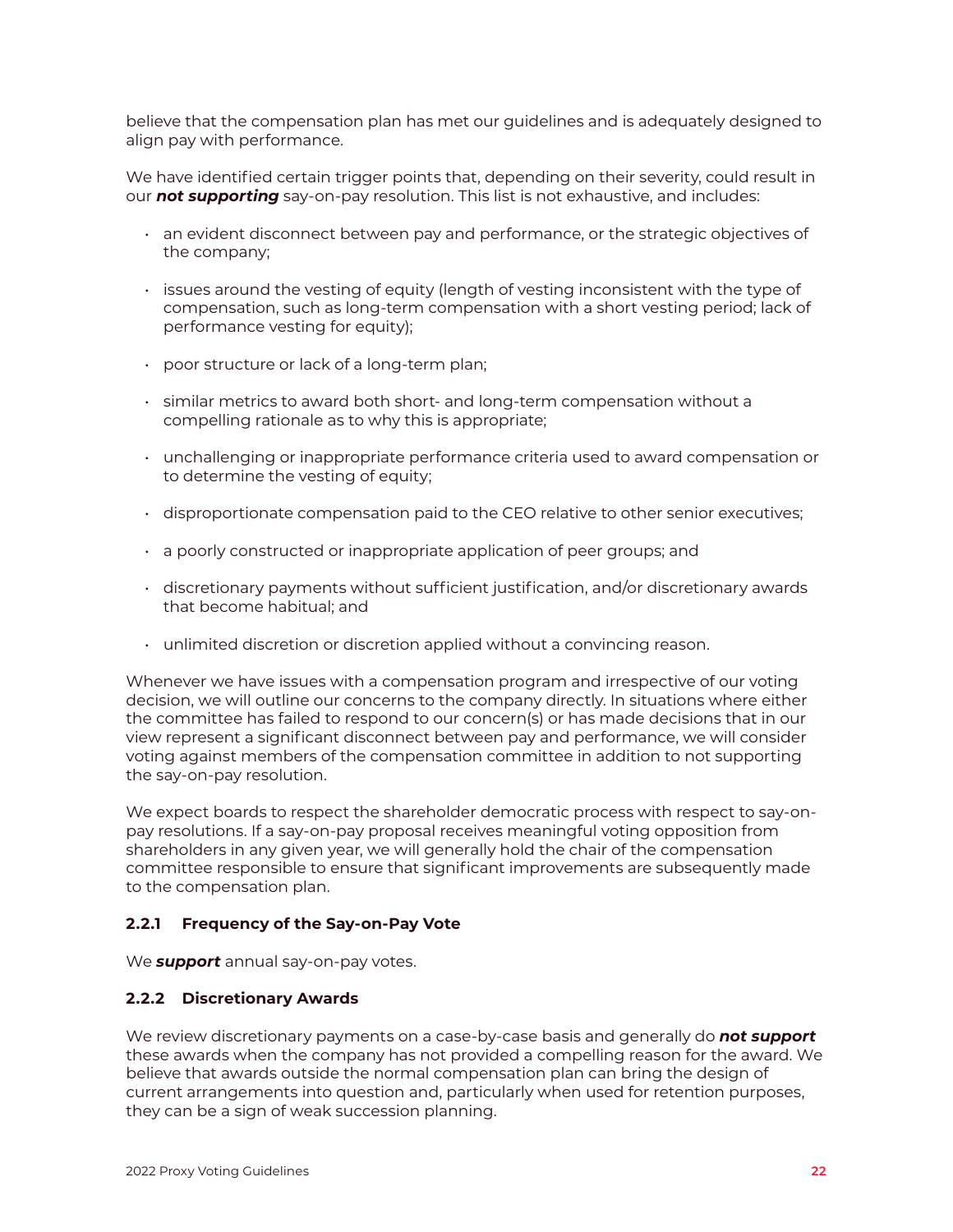believe that the compensation plan has met our guidelines and is adequately designed to align pay with performance.

We have identified certain trigger points that, depending on their severity, could result in our ***not supporting*** say-on-pay resolution. This list is not exhaustive, and includes:

- an evident disconnect between pay and performance, or the strategic objectives of the company;
- issues around the vesting of equity (length of vesting inconsistent with the type of compensation, such as long-term compensation with a short vesting period; lack of performance vesting for equity);
- poor structure or lack of a long-term plan;
- similar metrics to award both short- and long-term compensation without a compelling rationale as to why this is appropriate;
- unchallenging or inappropriate performance criteria used to award compensation or to determine the vesting of equity;
- disproportionate compensation paid to the CEO relative to other senior executives;
- a poorly constructed or inappropriate application of peer groups; and
- discretionary payments without sufficient justification, and/or discretionary awards that become habitual; and
- unlimited discretion or discretion applied without a convincing reason.

Whenever we have issues with a compensation program and irrespective of our voting decision, we will outline our concerns to the company directly. In situations where either the committee has failed to respond to our concern(s) or has made decisions that in our view represent a significant disconnect between pay and performance, we will consider voting against members of the compensation committee in addition to not supporting the say-on-pay resolution.

We expect boards to respect the shareholder democratic process with respect to say-on-pay resolutions. If a say-on-pay proposal receives meaningful voting opposition from shareholders in any given year, we will generally hold the chair of the compensation committee responsible to ensure that significant improvements are subsequently made to the compensation plan.

#### 2.2.1 Frequency of the Say-on-Pay Vote

We ***support*** annual say-on-pay votes.

#### 2.2.2 Discretionary Awards

We review discretionary payments on a case-by-case basis and generally do ***not support*** these awards when the company has not provided a compelling reason for the award. We believe that awards outside the normal compensation plan can bring the design of current arrangements into question and, particularly when used for retention purposes, they can be a sign of weak succession planning.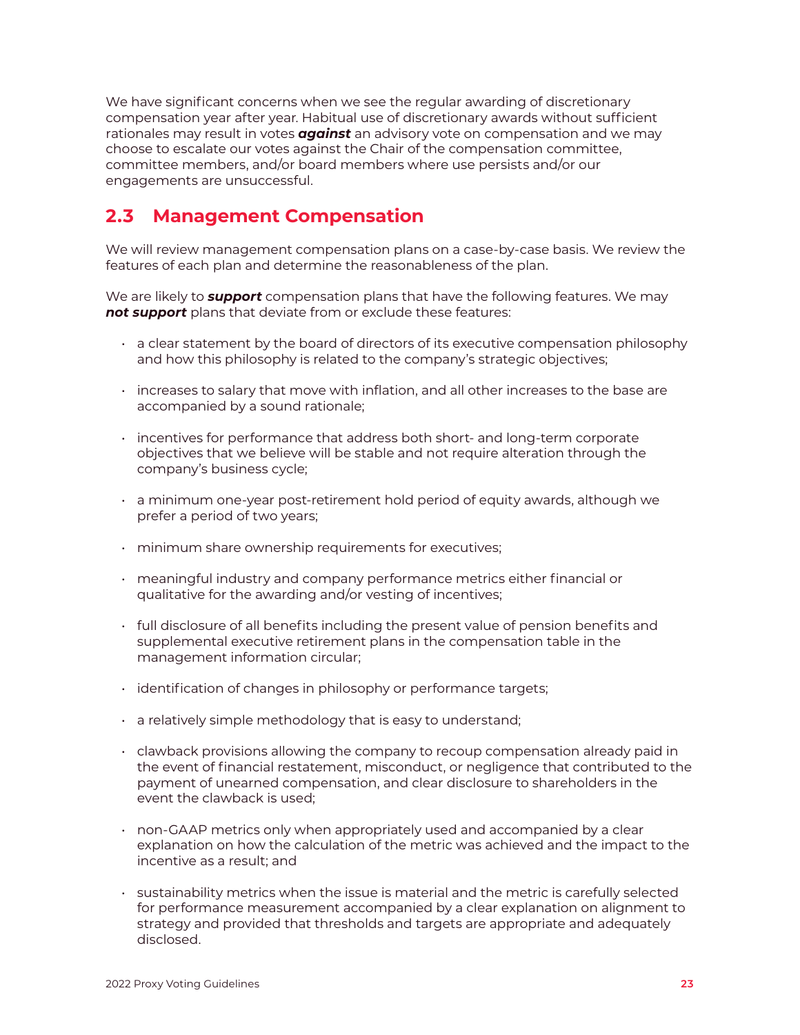We have significant concerns when we see the regular awarding of discretionary compensation year after year. Habitual use of discretionary awards without sufficient rationales may result in votes ***against*** an advisory vote on compensation and we may choose to escalate our votes against the Chair of the compensation committee, committee members, and/or board members where use persists and/or our engagements are unsuccessful.

## 2.3 Management Compensation

We will review management compensation plans on a case-by-case basis. We review the features of each plan and determine the reasonableness of the plan.

We are likely to ***support*** compensation plans that have the following features. We may ***not support*** plans that deviate from or exclude these features:

- a clear statement by the board of directors of its executive compensation philosophy and how this philosophy is related to the company's strategic objectives;
- increases to salary that move with inflation, and all other increases to the base are accompanied by a sound rationale;
- incentives for performance that address both short- and long-term corporate objectives that we believe will be stable and not require alteration through the company's business cycle;
- a minimum one-year post-retirement hold period of equity awards, although we prefer a period of two years;
- minimum share ownership requirements for executives;
- meaningful industry and company performance metrics either financial or qualitative for the awarding and/or vesting of incentives;
- full disclosure of all benefits including the present value of pension benefits and supplemental executive retirement plans in the compensation table in the management information circular;
- identification of changes in philosophy or performance targets;
- a relatively simple methodology that is easy to understand;
- clawback provisions allowing the company to recoup compensation already paid in the event of financial restatement, misconduct, or negligence that contributed to the payment of unearned compensation, and clear disclosure to shareholders in the event the clawback is used;
- non-GAAP metrics only when appropriately used and accompanied by a clear explanation on how the calculation of the metric was achieved and the impact to the incentive as a result; and
- sustainability metrics when the issue is material and the metric is carefully selected for performance measurement accompanied by a clear explanation on alignment to strategy and provided that thresholds and targets are appropriate and adequately disclosed.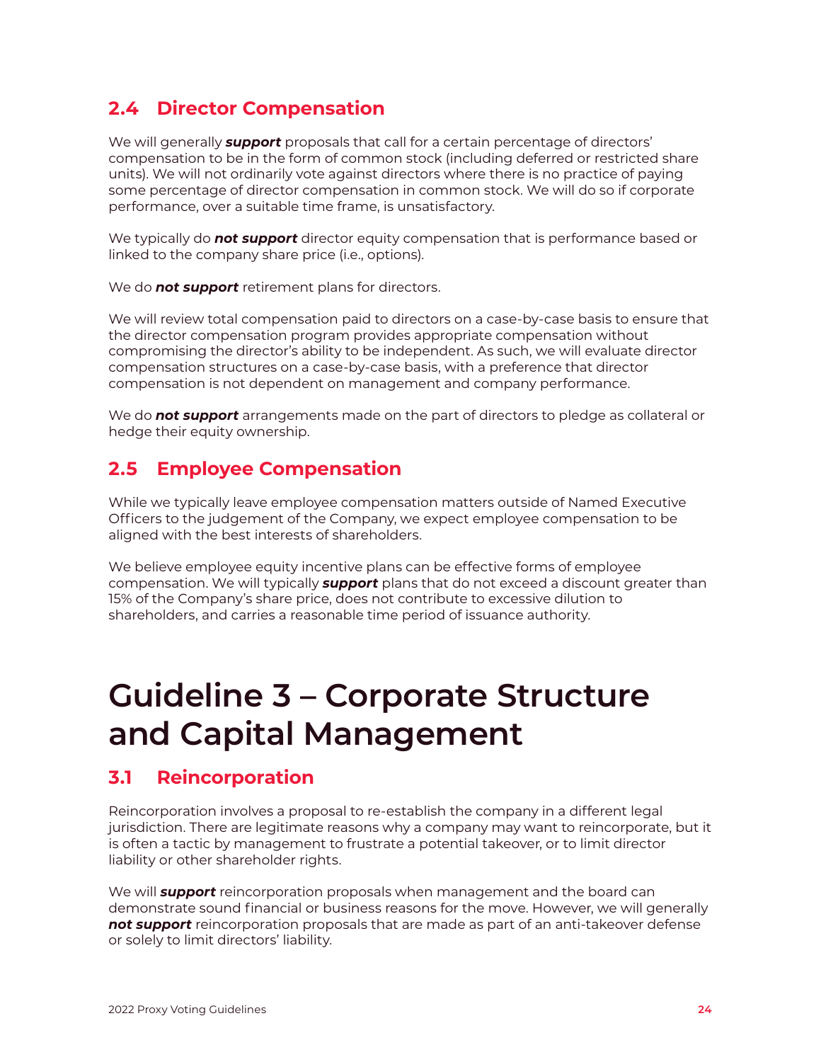### 2.4 Director Compensation

We will generally ***support*** proposals that call for a certain percentage of directors' compensation to be in the form of common stock (including deferred or restricted share units). We will not ordinarily vote against directors where there is no practice of paying some percentage of director compensation in common stock. We will do so if corporate performance, over a suitable time frame, is unsatisfactory.

We typically do ***not support*** director equity compensation that is performance based or linked to the company share price (i.e., options).

We do ***not support*** retirement plans for directors.

We will review total compensation paid to directors on a case-by-case basis to ensure that the director compensation program provides appropriate compensation without compromising the director's ability to be independent. As such, we will evaluate director compensation structures on a case-by-case basis, with a preference that director compensation is not dependent on management and company performance.

We do ***not support*** arrangements made on the part of directors to pledge as collateral or hedge their equity ownership.

### 2.5 Employee Compensation

While we typically leave employee compensation matters outside of Named Executive Officers to the judgement of the Company, we expect employee compensation to be aligned with the best interests of shareholders.

We believe employee equity incentive plans can be effective forms of employee compensation. We will typically ***support*** plans that do not exceed a discount greater than 15% of the Company's share price, does not contribute to excessive dilution to shareholders, and carries a reasonable time period of issuance authority.

# Guideline 3 – Corporate Structure and Capital Management

### 3.1 Reincorporation

Reincorporation involves a proposal to re-establish the company in a different legal jurisdiction. There are legitimate reasons why a company may want to reincorporate, but it is often a tactic by management to frustrate a potential takeover, or to limit director liability or other shareholder rights.

We will ***support*** reincorporation proposals when management and the board can demonstrate sound financial or business reasons for the move. However, we will generally ***not support*** reincorporation proposals that are made as part of an anti-takeover defense or solely to limit directors' liability.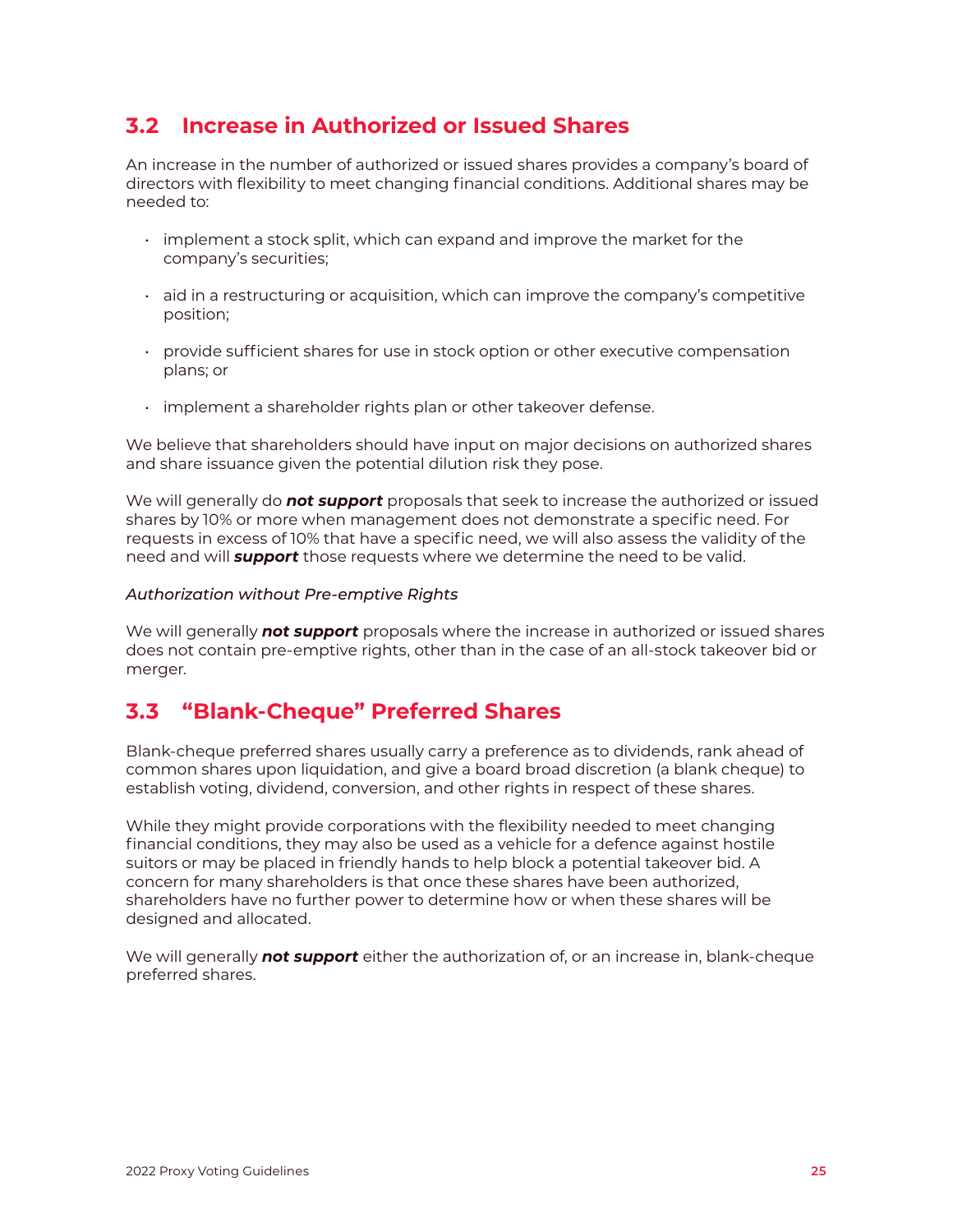## 3.2 Increase in Authorized or Issued Shares

An increase in the number of authorized or issued shares provides a company's board of directors with flexibility to meet changing financial conditions. Additional shares may be needed to:

- implement a stock split, which can expand and improve the market for the company's securities;
- aid in a restructuring or acquisition, which can improve the company's competitive position;
- provide sufficient shares for use in stock option or other executive compensation plans; or
- implement a shareholder rights plan or other takeover defense.

We believe that shareholders should have input on major decisions on authorized shares and share issuance given the potential dilution risk they pose.

We will generally do ***not support*** proposals that seek to increase the authorized or issued shares by 10% or more when management does not demonstrate a specific need. For requests in excess of 10% that have a specific need, we will also assess the validity of the need and will ***support*** those requests where we determine the need to be valid.

*Authorization without Pre-emptive Rights*

We will generally ***not support*** proposals where the increase in authorized or issued shares does not contain pre-emptive rights, other than in the case of an all-stock takeover bid or merger.

## 3.3 "Blank-Cheque" Preferred Shares

Blank-cheque preferred shares usually carry a preference as to dividends, rank ahead of common shares upon liquidation, and give a board broad discretion (a blank cheque) to establish voting, dividend, conversion, and other rights in respect of these shares.

While they might provide corporations with the flexibility needed to meet changing financial conditions, they may also be used as a vehicle for a defence against hostile suitors or may be placed in friendly hands to help block a potential takeover bid. A concern for many shareholders is that once these shares have been authorized, shareholders have no further power to determine how or when these shares will be designed and allocated.

We will generally ***not support*** either the authorization of, or an increase in, blank-cheque preferred shares.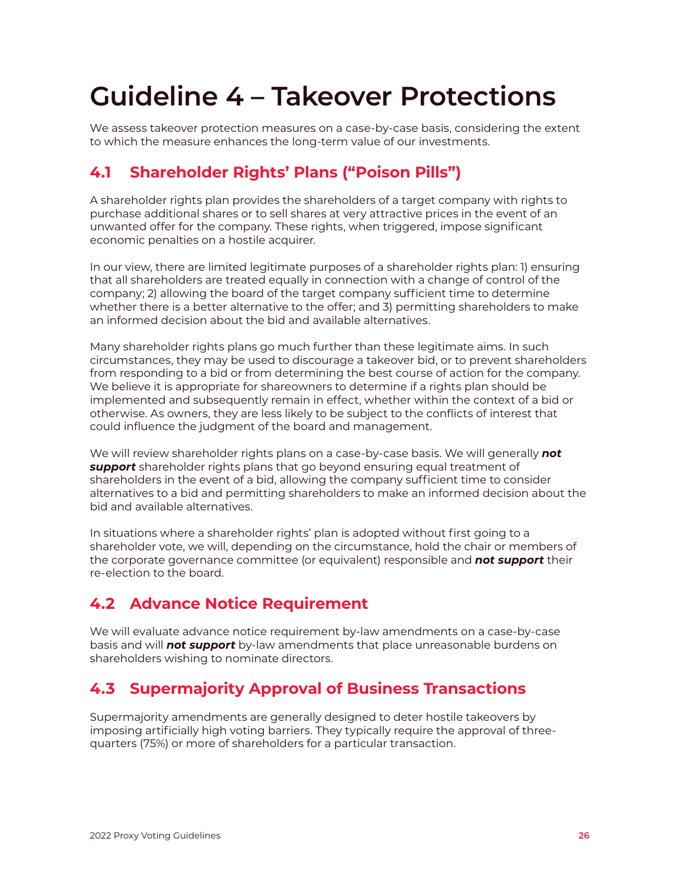# Guideline 4 – Takeover Protections

We assess takeover protection measures on a case-by-case basis, considering the extent to which the measure enhances the long-term value of our investments.

## 4.1 Shareholder Rights' Plans ("Poison Pills")

A shareholder rights plan provides the shareholders of a target company with rights to purchase additional shares or to sell shares at very attractive prices in the event of an unwanted offer for the company. These rights, when triggered, impose significant economic penalties on a hostile acquirer.

In our view, there are limited legitimate purposes of a shareholder rights plan: 1) ensuring that all shareholders are treated equally in connection with a change of control of the company; 2) allowing the board of the target company sufficient time to determine whether there is a better alternative to the offer; and 3) permitting shareholders to make an informed decision about the bid and available alternatives.

Many shareholder rights plans go much further than these legitimate aims. In such circumstances, they may be used to discourage a takeover bid, or to prevent shareholders from responding to a bid or from determining the best course of action for the company. We believe it is appropriate for shareowners to determine if a rights plan should be implemented and subsequently remain in effect, whether within the context of a bid or otherwise. As owners, they are less likely to be subject to the conflicts of interest that could influence the judgment of the board and management.

We will review shareholder rights plans on a case-by-case basis. We will generally ***not support*** shareholder rights plans that go beyond ensuring equal treatment of shareholders in the event of a bid, allowing the company sufficient time to consider alternatives to a bid and permitting shareholders to make an informed decision about the bid and available alternatives.

In situations where a shareholder rights' plan is adopted without first going to a shareholder vote, we will, depending on the circumstance, hold the chair or members of the corporate governance committee (or equivalent) responsible and ***not support*** their re-election to the board.

## 4.2 Advance Notice Requirement

We will evaluate advance notice requirement by-law amendments on a case-by-case basis and will ***not support*** by-law amendments that place unreasonable burdens on shareholders wishing to nominate directors.

## 4.3 Supermajority Approval of Business Transactions

Supermajority amendments are generally designed to deter hostile takeovers by imposing artificially high voting barriers. They typically require the approval of three-quarters (75%) or more of shareholders for a particular transaction.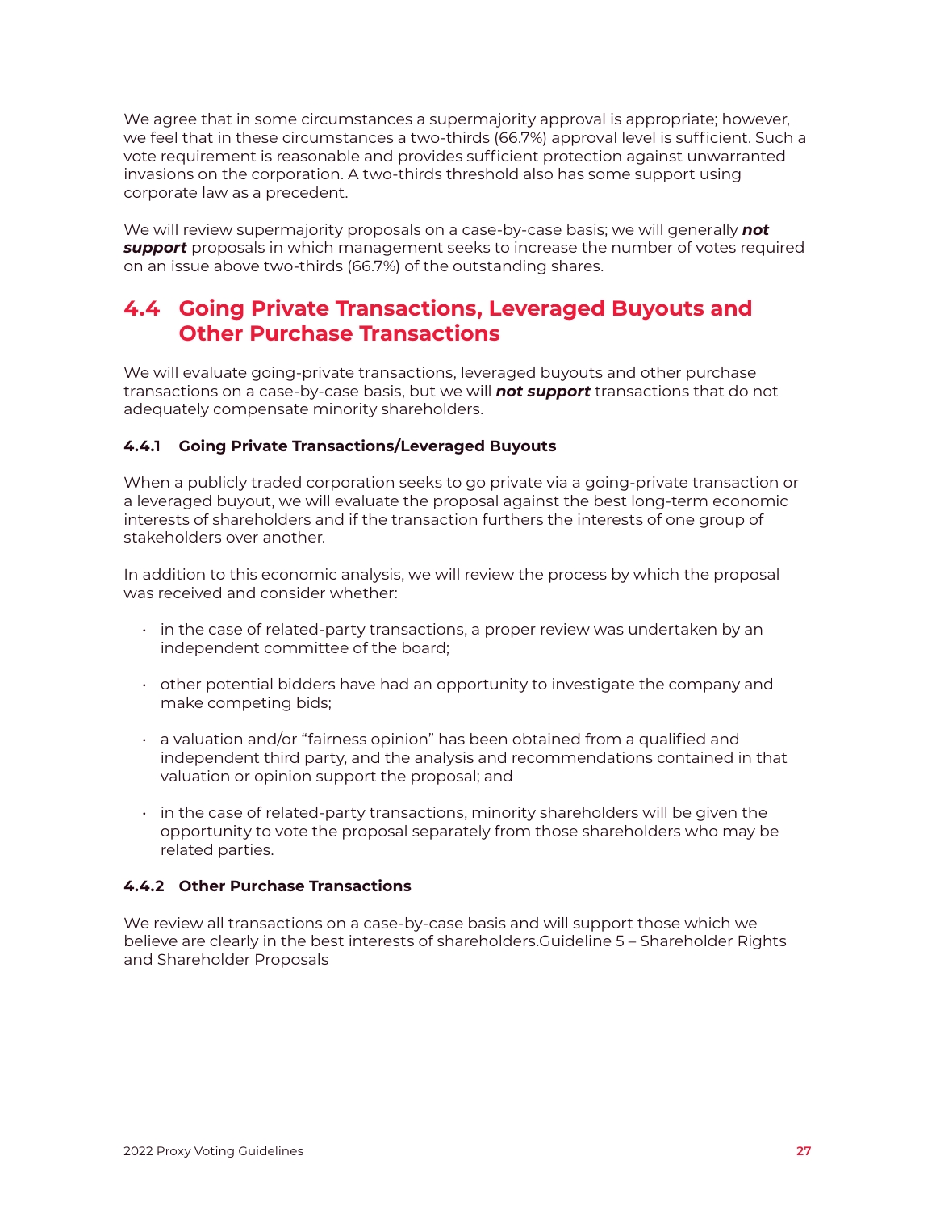We agree that in some circumstances a supermajority approval is appropriate; however, we feel that in these circumstances a two-thirds (66.7%) approval level is sufficient. Such a vote requirement is reasonable and provides sufficient protection against unwarranted invasions on the corporation. A two-thirds threshold also has some support using corporate law as a precedent.

We will review supermajority proposals on a case-by-case basis; we will generally ***not support*** proposals in which management seeks to increase the number of votes required on an issue above two-thirds (66.7%) of the outstanding shares.

## 4.4 Going Private Transactions, Leveraged Buyouts and Other Purchase Transactions

We will evaluate going-private transactions, leveraged buyouts and other purchase transactions on a case-by-case basis, but we will ***not support*** transactions that do not adequately compensate minority shareholders.

### 4.4.1 Going Private Transactions/Leveraged Buyouts

When a publicly traded corporation seeks to go private via a going-private transaction or a leveraged buyout, we will evaluate the proposal against the best long-term economic interests of shareholders and if the transaction furthers the interests of one group of stakeholders over another.

In addition to this economic analysis, we will review the process by which the proposal was received and consider whether:

- in the case of related-party transactions, a proper review was undertaken by an independent committee of the board;
- other potential bidders have had an opportunity to investigate the company and make competing bids;
- a valuation and/or "fairness opinion" has been obtained from a qualified and independent third party, and the analysis and recommendations contained in that valuation or opinion support the proposal; and
- in the case of related-party transactions, minority shareholders will be given the opportunity to vote the proposal separately from those shareholders who may be related parties.

### 4.4.2 Other Purchase Transactions

We review all transactions on a case-by-case basis and will support those which we believe are clearly in the best interests of shareholders.Guideline 5 – Shareholder Rights and Shareholder Proposals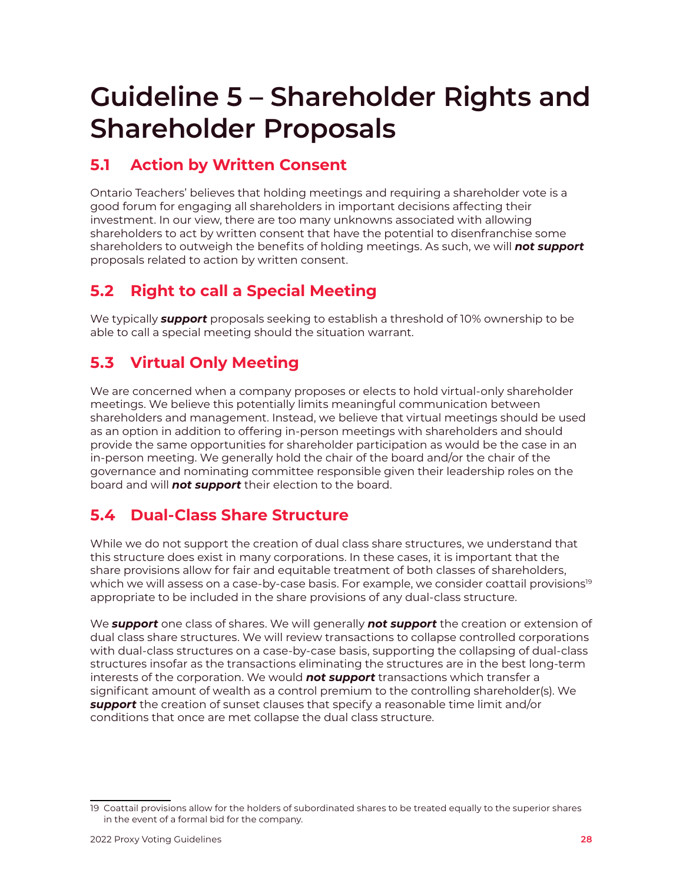# Guideline 5 – Shareholder Rights and Shareholder Proposals

## 5.1 Action by Written Consent

Ontario Teachers' believes that holding meetings and requiring a shareholder vote is a good forum for engaging all shareholders in important decisions affecting their investment. In our view, there are too many unknowns associated with allowing shareholders to act by written consent that have the potential to disenfranchise some shareholders to outweigh the benefits of holding meetings. As such, we will ***not support*** proposals related to action by written consent.

## 5.2 Right to call a Special Meeting

We typically ***support*** proposals seeking to establish a threshold of 10% ownership to be able to call a special meeting should the situation warrant.

## 5.3 Virtual Only Meeting

We are concerned when a company proposes or elects to hold virtual-only shareholder meetings. We believe this potentially limits meaningful communication between shareholders and management. Instead, we believe that virtual meetings should be used as an option in addition to offering in-person meetings with shareholders and should provide the same opportunities for shareholder participation as would be the case in an in-person meeting. We generally hold the chair of the board and/or the chair of the governance and nominating committee responsible given their leadership roles on the board and will ***not support*** their election to the board.

## 5.4 Dual-Class Share Structure

While we do not support the creation of dual class share structures, we understand that this structure does exist in many corporations. In these cases, it is important that the share provisions allow for fair and equitable treatment of both classes of shareholders, which we will assess on a case-by-case basis. For example, we consider coattail provisions[19] appropriate to be included in the share provisions of any dual-class structure.

We ***support*** one class of shares. We will generally ***not support*** the creation or extension of dual class share structures. We will review transactions to collapse controlled corporations with dual-class structures on a case-by-case basis, supporting the collapsing of dual-class structures insofar as the transactions eliminating the structures are in the best long-term interests of the corporation. We would ***not support*** transactions which transfer a significant amount of wealth as a control premium to the controlling shareholder(s). We ***support*** the creation of sunset clauses that specify a reasonable time limit and/or conditions that once are met collapse the dual class structure.

---

19 Coattail provisions allow for the holders of subordinated shares to be treated equally to the superior shares in the event of a formal bid for the company.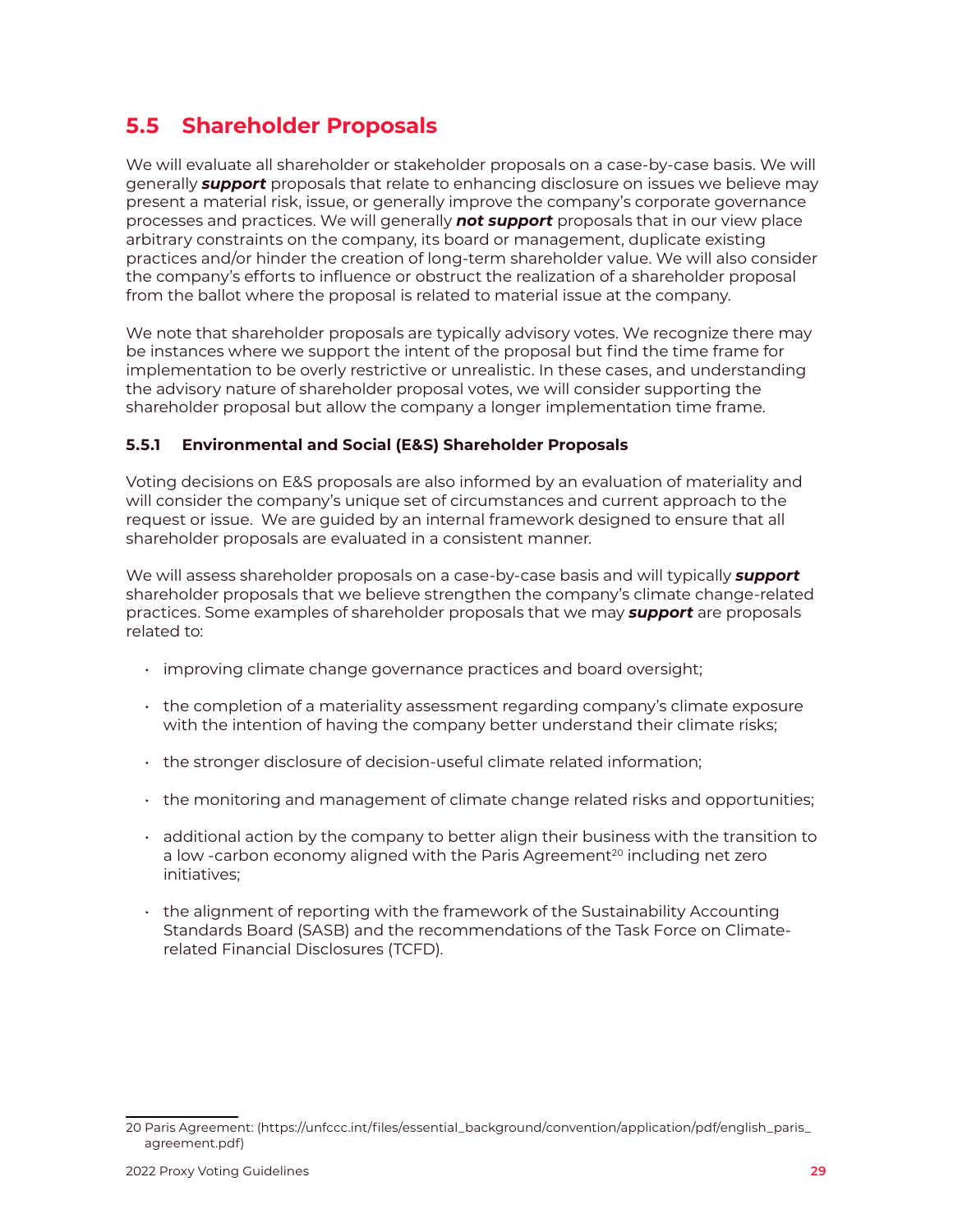## 5.5 Shareholder Proposals

We will evaluate all shareholder or stakeholder proposals on a case-by-case basis. We will generally ***support*** proposals that relate to enhancing disclosure on issues we believe may present a material risk, issue, or generally improve the company's corporate governance processes and practices. We will generally ***not support*** proposals that in our view place arbitrary constraints on the company, its board or management, duplicate existing practices and/or hinder the creation of long-term shareholder value. We will also consider the company's efforts to influence or obstruct the realization of a shareholder proposal from the ballot where the proposal is related to material issue at the company.

We note that shareholder proposals are typically advisory votes. We recognize there may be instances where we support the intent of the proposal but find the time frame for implementation to be overly restrictive or unrealistic. In these cases, and understanding the advisory nature of shareholder proposal votes, we will consider supporting the shareholder proposal but allow the company a longer implementation time frame.

### 5.5.1 Environmental and Social (E&S) Shareholder Proposals

Voting decisions on E&S proposals are also informed by an evaluation of materiality and will consider the company's unique set of circumstances and current approach to the request or issue. We are guided by an internal framework designed to ensure that all shareholder proposals are evaluated in a consistent manner.

We will assess shareholder proposals on a case-by-case basis and will typically ***support*** shareholder proposals that we believe strengthen the company's climate change-related practices. Some examples of shareholder proposals that we may ***support*** are proposals related to:

- improving climate change governance practices and board oversight;
- the completion of a materiality assessment regarding company's climate exposure with the intention of having the company better understand their climate risks;
- the stronger disclosure of decision-useful climate related information;
- the monitoring and management of climate change related risks and opportunities;
- additional action by the company to better align their business with the transition to a low -carbon economy aligned with the Paris Agreement[20] including net zero initiatives;
- the alignment of reporting with the framework of the Sustainability Accounting Standards Board (SASB) and the recommendations of the Task Force on Climate-related Financial Disclosures (TCFD).

---

20 Paris Agreement: (https://unfccc.int/files/essential_background/convention/application/pdf/english_paris_agreement.pdf)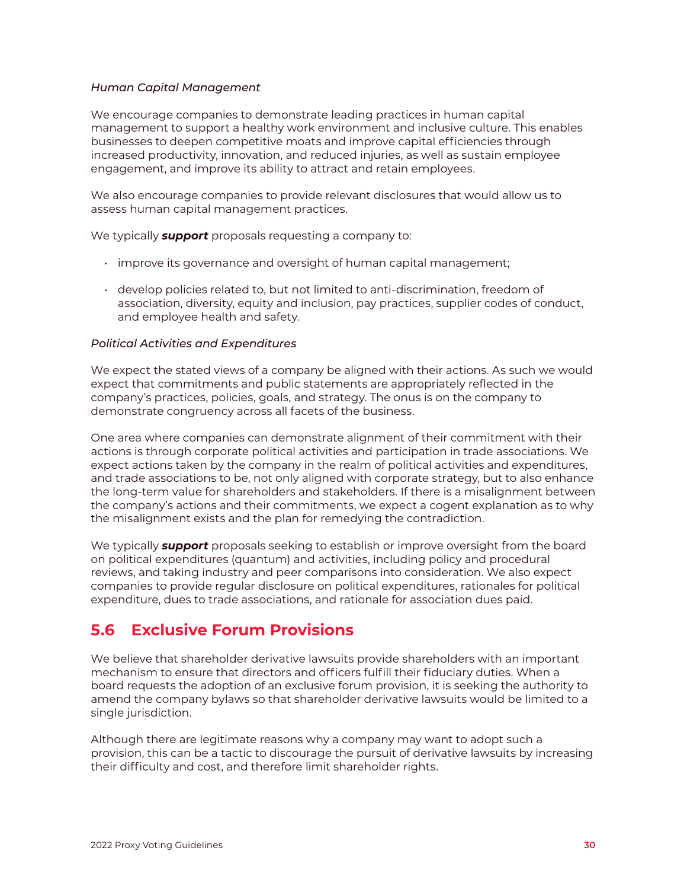*Human Capital Management*

We encourage companies to demonstrate leading practices in human capital management to support a healthy work environment and inclusive culture. This enables businesses to deepen competitive moats and improve capital efficiencies through increased productivity, innovation, and reduced injuries, as well as sustain employee engagement, and improve its ability to attract and retain employees.

We also encourage companies to provide relevant disclosures that would allow us to assess human capital management practices.

We typically ***support*** proposals requesting a company to:

- improve its governance and oversight of human capital management;
- develop policies related to, but not limited to anti-discrimination, freedom of association, diversity, equity and inclusion, pay practices, supplier codes of conduct, and employee health and safety.

*Political Activities and Expenditures*

We expect the stated views of a company be aligned with their actions. As such we would expect that commitments and public statements are appropriately reflected in the company's practices, policies, goals, and strategy. The onus is on the company to demonstrate congruency across all facets of the business.

One area where companies can demonstrate alignment of their commitment with their actions is through corporate political activities and participation in trade associations. We expect actions taken by the company in the realm of political activities and expenditures, and trade associations to be, not only aligned with corporate strategy, but to also enhance the long-term value for shareholders and stakeholders. If there is a misalignment between the company's actions and their commitments, we expect a cogent explanation as to why the misalignment exists and the plan for remedying the contradiction.

We typically ***support*** proposals seeking to establish or improve oversight from the board on political expenditures (quantum) and activities, including policy and procedural reviews, and taking industry and peer comparisons into consideration. We also expect companies to provide regular disclosure on political expenditures, rationales for political expenditure, dues to trade associations, and rationale for association dues paid.

## 5.6 Exclusive Forum Provisions

We believe that shareholder derivative lawsuits provide shareholders with an important mechanism to ensure that directors and officers fulfill their fiduciary duties. When a board requests the adoption of an exclusive forum provision, it is seeking the authority to amend the company bylaws so that shareholder derivative lawsuits would be limited to a single jurisdiction.

Although there are legitimate reasons why a company may want to adopt such a provision, this can be a tactic to discourage the pursuit of derivative lawsuits by increasing their difficulty and cost, and therefore limit shareholder rights.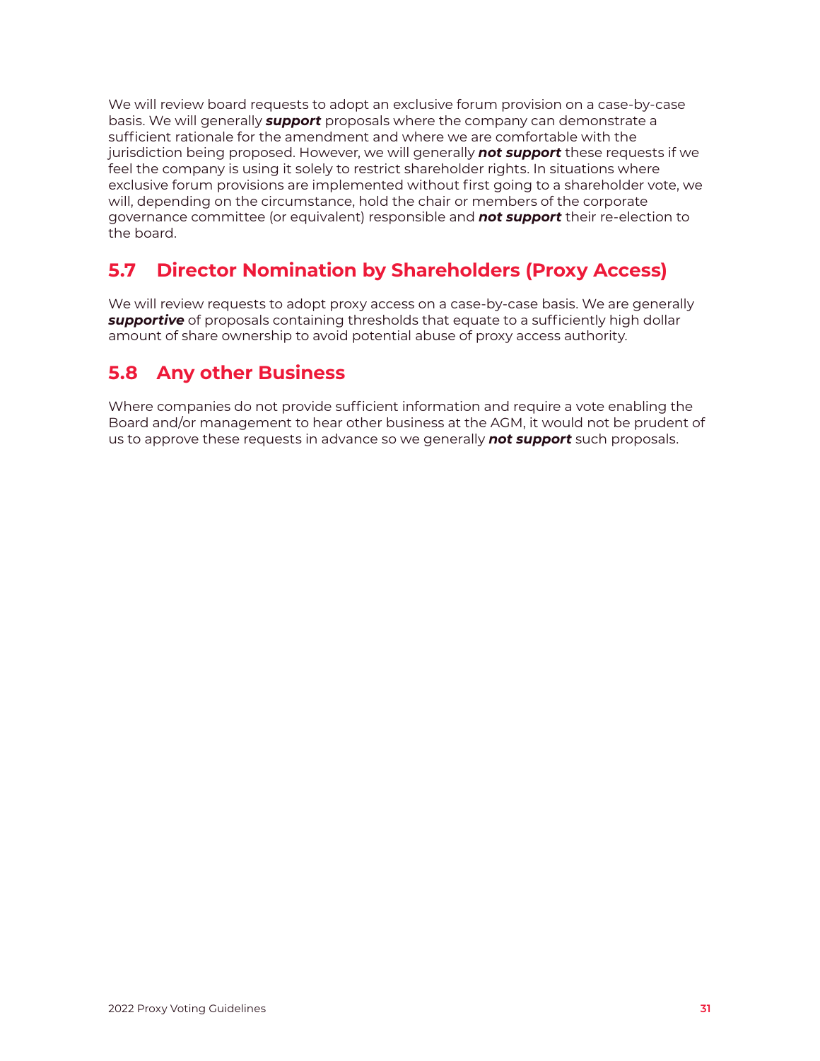We will review board requests to adopt an exclusive forum provision on a case-by-case basis. We will generally ***support*** proposals where the company can demonstrate a sufficient rationale for the amendment and where we are comfortable with the jurisdiction being proposed. However, we will generally ***not support*** these requests if we feel the company is using it solely to restrict shareholder rights. In situations where exclusive forum provisions are implemented without first going to a shareholder vote, we will, depending on the circumstance, hold the chair or members of the corporate governance committee (or equivalent) responsible and ***not support*** their re-election to the board.

## 5.7 Director Nomination by Shareholders (Proxy Access)

We will review requests to adopt proxy access on a case-by-case basis. We are generally ***supportive*** of proposals containing thresholds that equate to a sufficiently high dollar amount of share ownership to avoid potential abuse of proxy access authority.

## 5.8 Any other Business

Where companies do not provide sufficient information and require a vote enabling the Board and/or management to hear other business at the AGM, it would not be prudent of us to approve these requests in advance so we generally ***not support*** such proposals.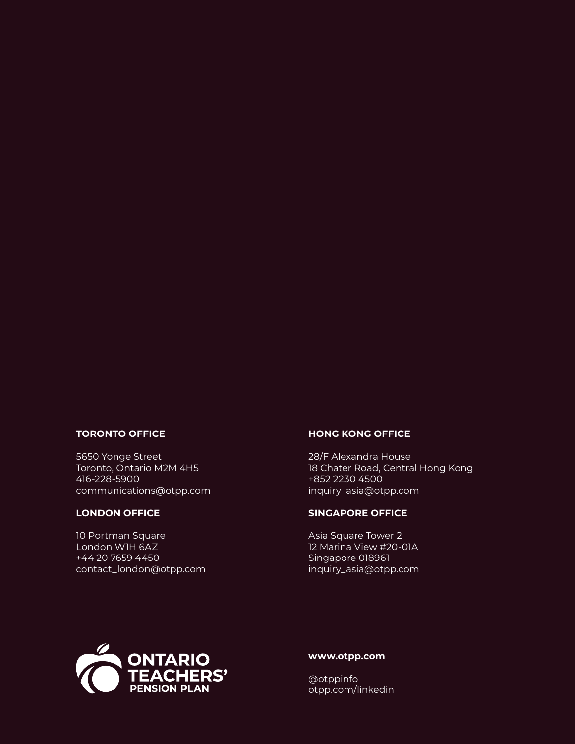**TORONTO OFFICE**

5650 Yonge Street
Toronto, Ontario M2M 4H5
416-228-5900
communications@otpp.com

**LONDON OFFICE**

10 Portman Square
London W1H 6AZ
+44 20 7659 4450
contact_london@otpp.com

**HONG KONG OFFICE**

28/F Alexandra House
18 Chater Road, Central Hong Kong
+852 2230 4500
inquiry_asia@otpp.com

**SINGAPORE OFFICE**

Asia Square Tower 2
12 Marina View #20-01A
Singapore 018961
inquiry_asia@otpp.com

ONTARIO TEACHERS' PENSION PLAN

**www.otpp.com**

@otppinfo
otpp.com/linkedin